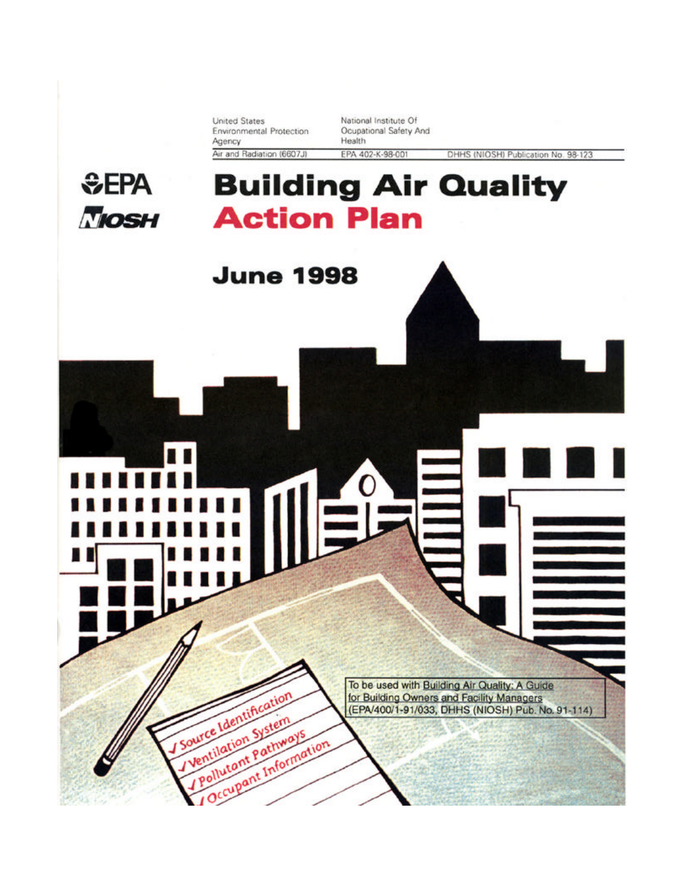United States Environmental Protection Agency

Air and Radiation (6607J)

National Institute Of Ocupational Safety And Health

EPA 402-K-98-001

DHHS (NIOSH) Publication No. 98-123

EPA

NIOSH

# Building Air Quality Action Plan

## June 1998

✓ Source Identification

✓ Ventilation System

✓ Pollutant Pathways

✓ Occupant Information

To be used with Building Air Quality: A Guide for Building Owners and Facility Managers (EPA/400/1-91/033, DHHS (NIOSH) Pub. No. 91-114)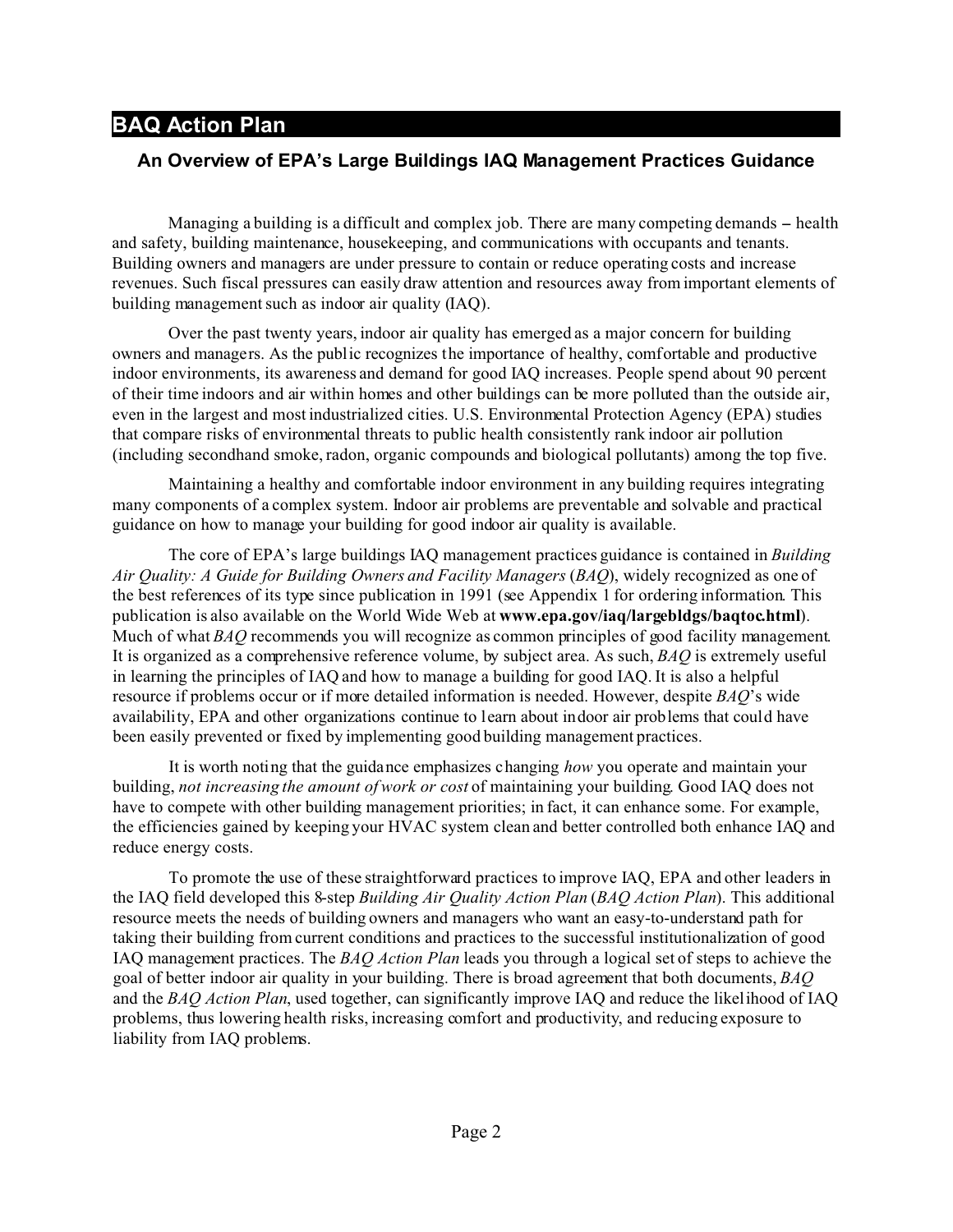# BAQ Action Plan

## An Overview of EPA's Large Buildings IAQ Management Practices Guidance

Managing a building is a difficult and complex job. There are many competing demands – health and safety, building maintenance, housekeeping, and communications with occupants and tenants. Building owners and managers are under pressure to contain or reduce operating costs and increase revenues. Such fiscal pressures can easily draw attention and resources away from important elements of building management such as indoor air quality (IAQ).

Over the past twenty years, indoor air quality has emerged as a major concern for building owners and managers. As the public recognizes the importance of healthy, comfortable and productive indoor environments, its awareness and demand for good IAQ increases. People spend about 90 percent of their time indoors and air within homes and other buildings can be more polluted than the outside air, even in the largest and most industrialized cities. U.S. Environmental Protection Agency (EPA) studies that compare risks of environmental threats to public health consistently rank indoor air pollution (including secondhand smoke, radon, organic compounds and biological pollutants) among the top five.

Maintaining a healthy and comfortable indoor environment in any building requires integrating many components of a complex system. Indoor air problems are preventable and solvable and practical guidance on how to manage your building for good indoor air quality is available.

The core of EPA's large buildings IAQ management practices guidance is contained in *Building Air Quality: A Guide for Building Owners and Facility Managers* (*BAQ*), widely recognized as one of the best references of its type since publication in 1991 (see Appendix 1 for ordering information. This publication is also available on the World Wide Web at **www.epa.gov/iaq/largebldgs/baqtoc.html**). Much of what *BAQ* recommends you will recognize as common principles of good facility management. It is organized as a comprehensive reference volume, by subject area. As such, *BAQ* is extremely useful in learning the principles of IAQ and how to manage a building for good IAQ. It is also a helpful resource if problems occur or if more detailed information is needed. However, despite *BAQ*'s wide availability, EPA and other organizations continue to learn about indoor air problems that could have been easily prevented or fixed by implementing good building management practices.

It is worth noting that the guidance emphasizes changing *how* you operate and maintain your building, *not increasing the amount of work or cost* of maintaining your building. Good IAQ does not have to compete with other building management priorities; in fact, it can enhance some. For example, the efficiencies gained by keeping your HVAC system clean and better controlled both enhance IAQ and reduce energy costs.

To promote the use of these straightforward practices to improve IAQ, EPA and other leaders in the IAQ field developed this 8-step *Building Air Quality Action Plan* (*BAQ Action Plan*). This additional resource meets the needs of building owners and managers who want an easy-to-understand path for taking their building from current conditions and practices to the successful institutionalization of good IAQ management practices. The *BAQ Action Plan* leads you through a logical set of steps to achieve the goal of better indoor air quality in your building. There is broad agreement that both documents, *BAQ* and the *BAQ Action Plan*, used together, can significantly improve IAQ and reduce the likelihood of IAQ problems, thus lowering health risks, increasing comfort and productivity, and reducing exposure to liability from IAQ problems.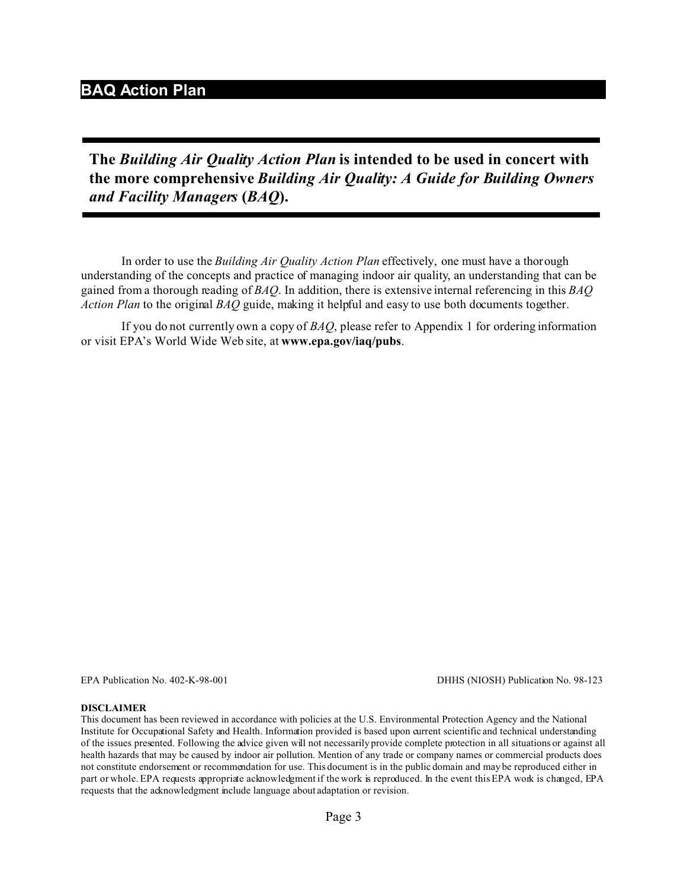## BAQ Action Plan

**The *Building Air Quality Action Plan* is intended to be used in concert with the more comprehensive *Building Air Quality: A Guide for Building Owners and Facility Managers* (*BAQ*).**

In order to use the *Building Air Quality Action Plan* effectively, one must have a thorough understanding of the concepts and practice of managing indoor air quality, an understanding that can be gained from a thorough reading of *BAQ*. In addition, there is extensive internal referencing in this *BAQ Action Plan* to the original *BAQ* guide, making it helpful and easy to use both documents together.

If you do not currently own a copy of *BAQ*, please refer to Appendix 1 for ordering information or visit EPA's World Wide Web site, at **www.epa.gov/iaq/pubs**.

EPA Publication No. 402-K-98-001

DHHS (NIOSH) Publication No. 98-123

**DISCLAIMER**

This document has been reviewed in accordance with policies at the U.S. Environmental Protection Agency and the National Institute for Occupational Safety and Health. Information provided is based upon current scientific and technical understanding of the issues presented. Following the advice given will not necessarily provide complete protection in all situations or against all health hazards that may be caused by indoor air pollution. Mention of any trade or company names or commercial products does not constitute endorsement or recommendation for use. This document is in the public domain and may be reproduced either in part or whole. EPA requests appropriate acknowledgment if the work is reproduced. In the event this EPA work is changed, EPA requests that the acknowledgment include language about adaptation or revision.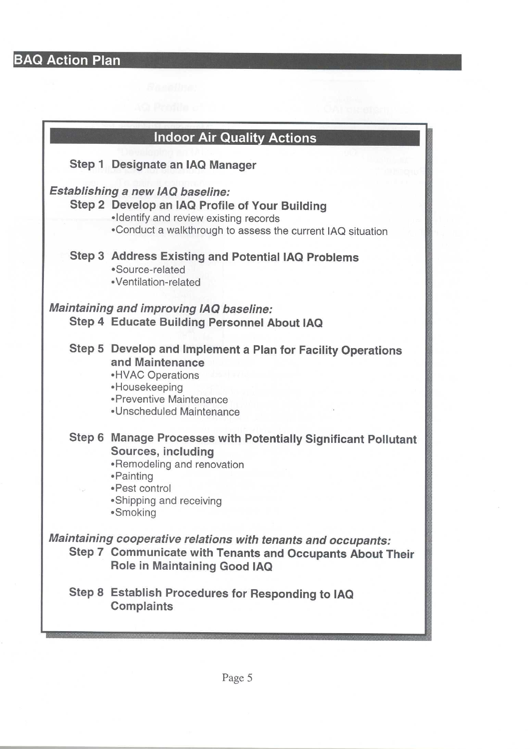# BAQ Action Plan

## Indoor Air Quality Actions

**Step 1 Designate an IAQ Manager**

***Establishing a new IAQ baseline:***

**Step 2 Develop an IAQ Profile of Your Building**

- Identify and review existing records
- Conduct a walkthrough to assess the current IAQ situation

**Step 3 Address Existing and Potential IAQ Problems**

- Source-related
- Ventilation-related

***Maintaining and improving IAQ baseline:***

**Step 4 Educate Building Personnel About IAQ**

**Step 5 Develop and Implement a Plan for Facility Operations and Maintenance**

- HVAC Operations
- Housekeeping
- Preventive Maintenance
- Unscheduled Maintenance

**Step 6 Manage Processes with Potentially Significant Pollutant Sources, including**

- Remodeling and renovation
- Painting
- Pest control
- Shipping and receiving
- Smoking

***Maintaining cooperative relations with tenants and occupants:***

**Step 7 Communicate with Tenants and Occupants About Their Role in Maintaining Good IAQ**

**Step 8 Establish Procedures for Responding to IAQ Complaints**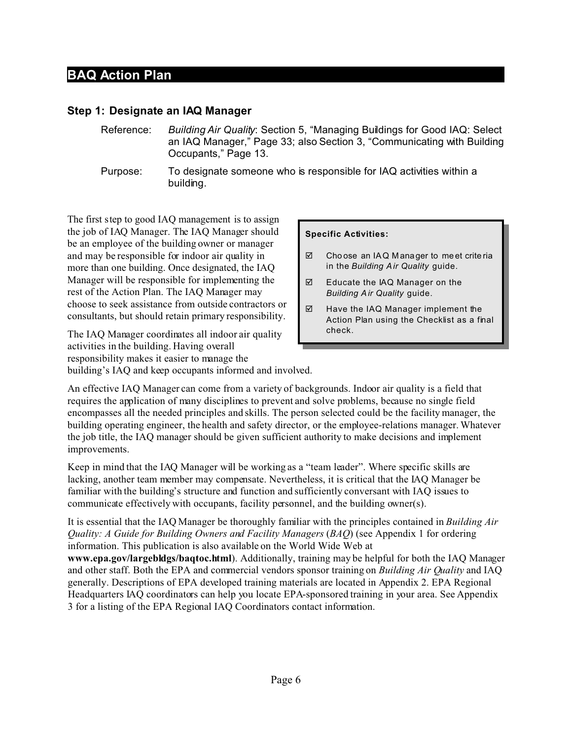## BAQ Action Plan

### Step 1: Designate an IAQ Manager

Reference: *Building Air Quality*: Section 5, "Managing Buildings for Good IAQ: Select an IAQ Manager," Page 33; also Section 3, "Communicating with Building Occupants," Page 13.

Purpose: To designate someone who is responsible for IAQ activities within a building.

The first step to good IAQ management is to assign the job of IAQ Manager. The IAQ Manager should be an employee of the building owner or manager and may be responsible for indoor air quality in more than one building. Once designated, the IAQ Manager will be responsible for implementing the rest of the Action Plan. The IAQ Manager may choose to seek assistance from outside contractors or consultants, but should retain primary responsibility.

> **Specific Activities:**
>
> ☑ Choose an IAQ Manager to meet criteria in the *Building Air Quality* guide.
>
> ☑ Educate the IAQ Manager on the *Building Air Quality* guide.
>
> ☑ Have the IAQ Manager implement the Action Plan using the Checklist as a final check.

The IAQ Manager coordinates all indoor air quality activities in the building. Having overall responsibility makes it easier to manage the building's IAQ and keep occupants informed and involved.

An effective IAQ Manager can come from a variety of backgrounds. Indoor air quality is a field that requires the application of many disciplines to prevent and solve problems, because no single field encompasses all the needed principles and skills. The person selected could be the facility manager, the building operating engineer, the health and safety director, or the employee-relations manager. Whatever the job title, the IAQ manager should be given sufficient authority to make decisions and implement improvements.

Keep in mind that the IAQ Manager will be working as a "team leader". Where specific skills are lacking, another team member may compensate. Nevertheless, it is critical that the IAQ Manager be familiar with the building's structure and function and sufficiently conversant with IAQ issues to communicate effectively with occupants, facility personnel, and the building owner(s).

It is essential that the IAQ Manager be thoroughly familiar with the principles contained in *Building Air Quality: A Guide for Building Owners and Facility Managers* (*BAQ*) (see Appendix 1 for ordering information. This publication is also available on the World Wide Web at **www.epa.gov/largebldgs/baqtoc.html**). Additionally, training may be helpful for both the IAQ Manager and other staff. Both the EPA and commercial vendors sponsor training on *Building Air Quality* and IAQ generally. Descriptions of EPA developed training materials are located in Appendix 2. EPA Regional Headquarters IAQ coordinators can help you locate EPA-sponsored training in your area. See Appendix 3 for a listing of the EPA Regional IAQ Coordinators contact information.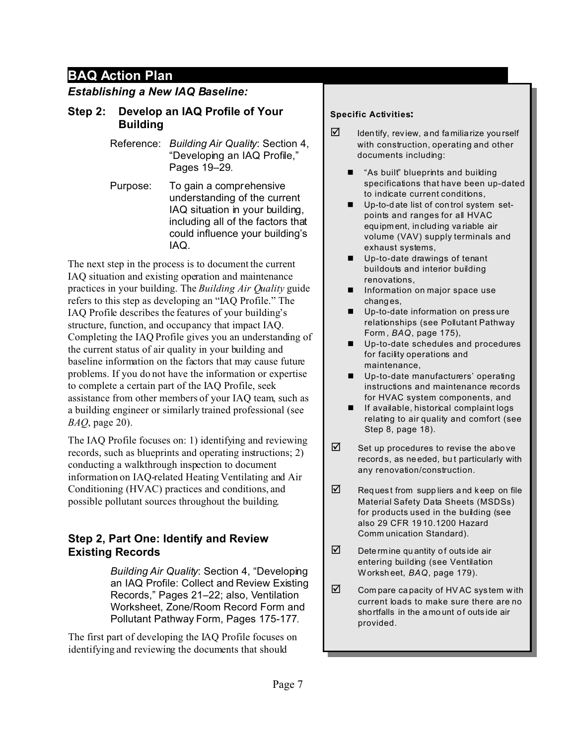# BAQ Action Plan

### *Establishing a New IAQ Baseline:*

## Step 2: Develop an IAQ Profile of Your Building

Reference: *Building Air Quality*: Section 4, "Developing an IAQ Profile," Pages 19–29.

Purpose: To gain a comprehensive understanding of the current IAQ situation in your building, including all of the factors that could influence your building's IAQ.

The next step in the process is to document the current IAQ situation and existing operation and maintenance practices in your building. The *Building Air Quality* guide refers to this step as developing an "IAQ Profile." The IAQ Profile describes the features of your building's structure, function, and occupancy that impact IAQ. Completing the IAQ Profile gives you an understanding of the current status of air quality in your building and baseline information on the factors that may cause future problems. If you do not have the information or expertise to complete a certain part of the IAQ Profile, seek assistance from other members of your IAQ team, such as a building engineer or similarly trained professional (see *BAQ*, page 20).

The IAQ Profile focuses on: 1) identifying and reviewing records, such as blueprints and operating instructions; 2) conducting a walkthrough inspection to document information on IAQ-related Heating Ventilating and Air Conditioning (HVAC) practices and conditions, and possible pollutant sources throughout the building.

### Step 2, Part One: Identify and Review Existing Records

*Building Air Quality*: Section 4, "Developing an IAQ Profile: Collect and Review Existing Records," Pages 21–22; also, Ventilation Worksheet, Zone/Room Record Form and Pollutant Pathway Form, Pages 175-177.

The first part of developing the IAQ Profile focuses on identifying and reviewing the documents that should

**Specific Activities:**

- ☑ Identify, review, and familiarize yourself with construction, operating and other documents including:
  - "As built" blueprints and building specifications that have been up-dated to indicate current conditions,
  - Up-to-date list of control system set-points and ranges for all HVAC equipment, including variable air volume (VAV) supply terminals and exhaust systems,
  - Up-to-date drawings of tenant buildouts and interior building renovations,
  - Information on major space use changes,
  - Up-to-date information on pressure relationships (see Pollutant Pathway Form, *BAQ*, page 175),
  - Up-to-date schedules and procedures for facility operations and maintenance,
  - Up-to-date manufacturers' operating instructions and maintenance records for HVAC system components, and
  - If available, historical complaint logs relating to air quality and comfort (see Step 8, page 18).
- ☑ Set up procedures to revise the above records, as needed, but particularly with any renovation/construction.
- ☑ Request from suppliers and keep on file Material Safety Data Sheets (MSDSs) for products used in the building (see also 29 CFR 1910.1200 Hazard Communication Standard).
- ☑ Determine quantity of outside air entering building (see Ventilation Worksheet, *BAQ*, page 179).
- ☑ Compare capacity of HVAC system with current loads to make sure there are no shortfalls in the amount of outside air provided.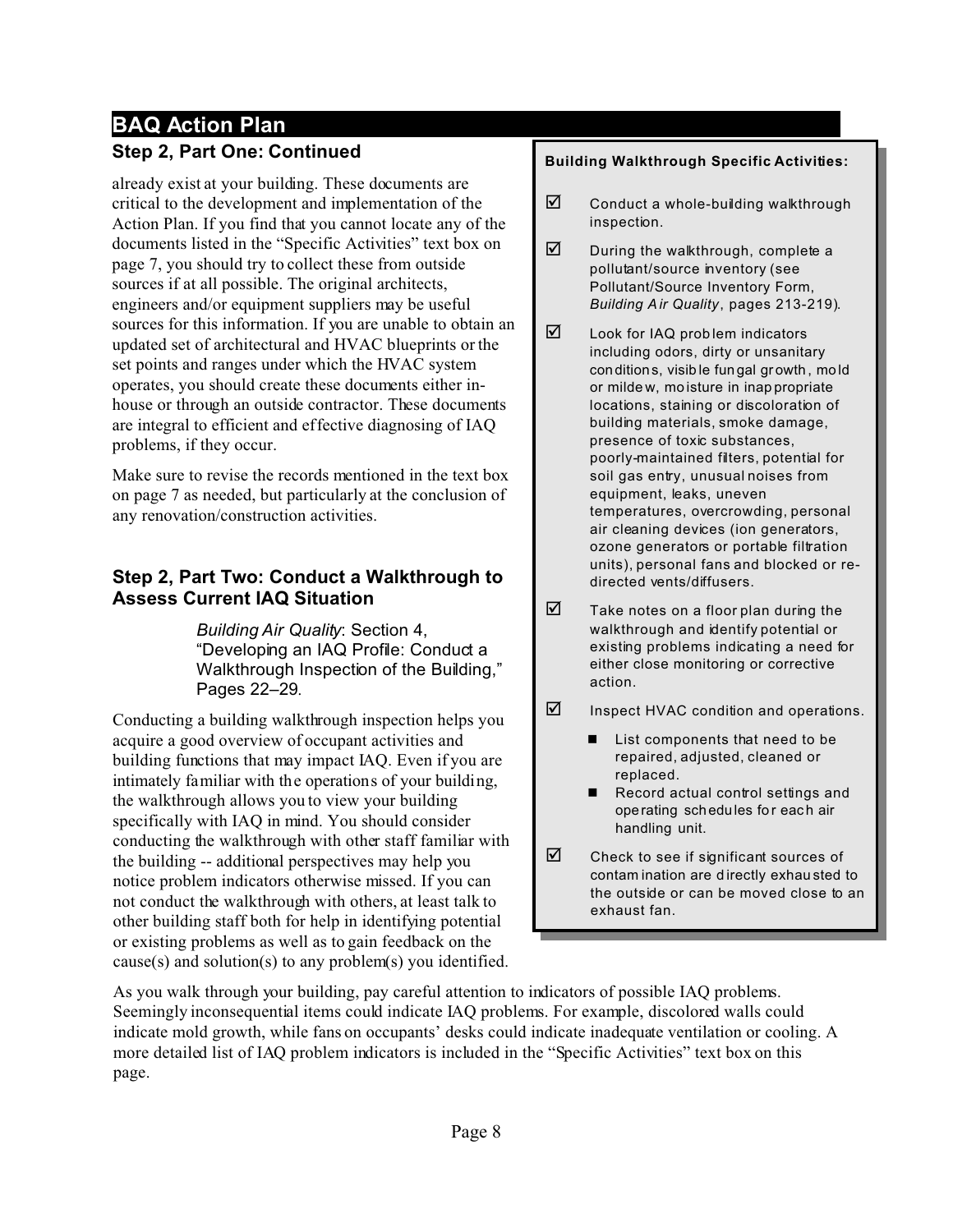## BAQ Action Plan

### Step 2, Part One: Continued

already exist at your building. These documents are critical to the development and implementation of the Action Plan. If you find that you cannot locate any of the documents listed in the "Specific Activities" text box on page 7, you should try to collect these from outside sources if at all possible. The original architects, engineers and/or equipment suppliers may be useful sources for this information. If you are unable to obtain an updated set of architectural and HVAC blueprints or the set points and ranges under which the HVAC system operates, you should create these documents either in-house or through an outside contractor. These documents are integral to efficient and effective diagnosing of IAQ problems, if they occur.

Make sure to revise the records mentioned in the text box on page 7 as needed, but particularly at the conclusion of any renovation/construction activities.

### Step 2, Part Two: Conduct a Walkthrough to Assess Current IAQ Situation

> *Building Air Quality*: Section 4, "Developing an IAQ Profile: Conduct a Walkthrough Inspection of the Building," Pages 22–29.

Conducting a building walkthrough inspection helps you acquire a good overview of occupant activities and building functions that may impact IAQ. Even if you are intimately familiar with the operations of your building, the walkthrough allows you to view your building specifically with IAQ in mind. You should consider conducting the walkthrough with other staff familiar with the building -- additional perspectives may help you notice problem indicators otherwise missed. If you can not conduct the walkthrough with others, at least talk to other building staff both for help in identifying potential or existing problems as well as to gain feedback on the cause(s) and solution(s) to any problem(s) you identified.

**Building Walkthrough Specific Activities:**

- ☑ Conduct a whole-building walkthrough inspection.
- ☑ During the walkthrough, complete a pollutant/source inventory (see Pollutant/Source Inventory Form, *Building Air Quality*, pages 213-219).
- ☑ Look for IAQ problem indicators including odors, dirty or unsanitary conditions, visible fungal growth, mold or mildew, moisture in inappropriate locations, staining or discoloration of building materials, smoke damage, presence of toxic substances, poorly-maintained filters, potential for soil gas entry, unusual noises from equipment, leaks, uneven temperatures, overcrowding, personal air cleaning devices (ion generators, ozone generators or portable filtration units), personal fans and blocked or re-directed vents/diffusers.
- ☑ Take notes on a floor plan during the walkthrough and identify potential or existing problems indicating a need for either close monitoring or corrective action.
- ☑ Inspect HVAC condition and operations.
  - List components that need to be repaired, adjusted, cleaned or replaced.
  - Record actual control settings and operating schedules for each air handling unit.
- ☑ Check to see if significant sources of contamination are directly exhausted to the outside or can be moved close to an exhaust fan.

As you walk through your building, pay careful attention to indicators of possible IAQ problems. Seemingly inconsequential items could indicate IAQ problems. For example, discolored walls could indicate mold growth, while fans on occupants' desks could indicate inadequate ventilation or cooling. A more detailed list of IAQ problem indicators is included in the "Specific Activities" text box on this page.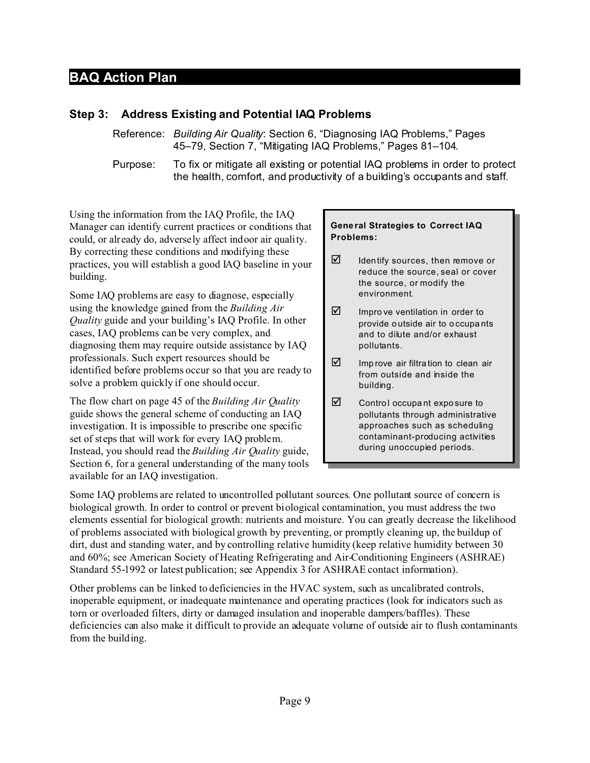## BAQ Action Plan

### Step 3: Address Existing and Potential IAQ Problems

Reference: *Building Air Quality*: Section 6, "Diagnosing IAQ Problems," Pages 45–79, Section 7, "Mitigating IAQ Problems," Pages 81–104.

Purpose: To fix or mitigate all existing or potential IAQ problems in order to protect the health, comfort, and productivity of a building's occupants and staff.

Using the information from the IAQ Profile, the IAQ Manager can identify current practices or conditions that could, or already do, adversely affect indoor air quality. By correcting these conditions and modifying these practices, you will establish a good IAQ baseline in your building.

Some IAQ problems are easy to diagnose, especially using the knowledge gained from the *Building Air Quality* guide and your building's IAQ Profile. In other cases, IAQ problems can be very complex, and diagnosing them may require outside assistance by IAQ professionals. Such expert resources should be identified before problems occur so that you are ready to solve a problem quickly if one should occur.

The flow chart on page 45 of the *Building Air Quality* guide shows the general scheme of conducting an IAQ investigation. It is impossible to prescribe one specific set of steps that will work for every IAQ problem. Instead, you should read the *Building Air Quality* guide, Section 6, for a general understanding of the many tools available for an IAQ investigation.

> **General Strategies to Correct IAQ Problems:**
>
> - ☑ Identify sources, then remove or reduce the source, seal or cover the source, or modify the environment.
> - ☑ Improve ventilation in order to provide outside air to occupants and to dilute and/or exhaust pollutants.
> - ☑ Improve air filtration to clean air from outside and inside the building.
> - ☑ Control occupant exposure to pollutants through administrative approaches such as scheduling contaminant-producing activities during unoccupied periods.

Some IAQ problems are related to uncontrolled pollutant sources. One pollutant source of concern is biological growth. In order to control or prevent biological contamination, you must address the two elements essential for biological growth: nutrients and moisture. You can greatly decrease the likelihood of problems associated with biological growth by preventing, or promptly cleaning up, the buildup of dirt, dust and standing water, and by controlling relative humidity (keep relative humidity between 30 and 60%; see American Society of Heating Refrigerating and Air-Conditioning Engineers (ASHRAE) Standard 55-1992 or latest publication; see Appendix 3 for ASHRAE contact information).

Other problems can be linked to deficiencies in the HVAC system, such as uncalibrated controls, inoperable equipment, or inadequate maintenance and operating practices (look for indicators such as torn or overloaded filters, dirty or damaged insulation and inoperable dampers/baffles). These deficiencies can also make it difficult to provide an adequate volume of outside air to flush contaminants from the building.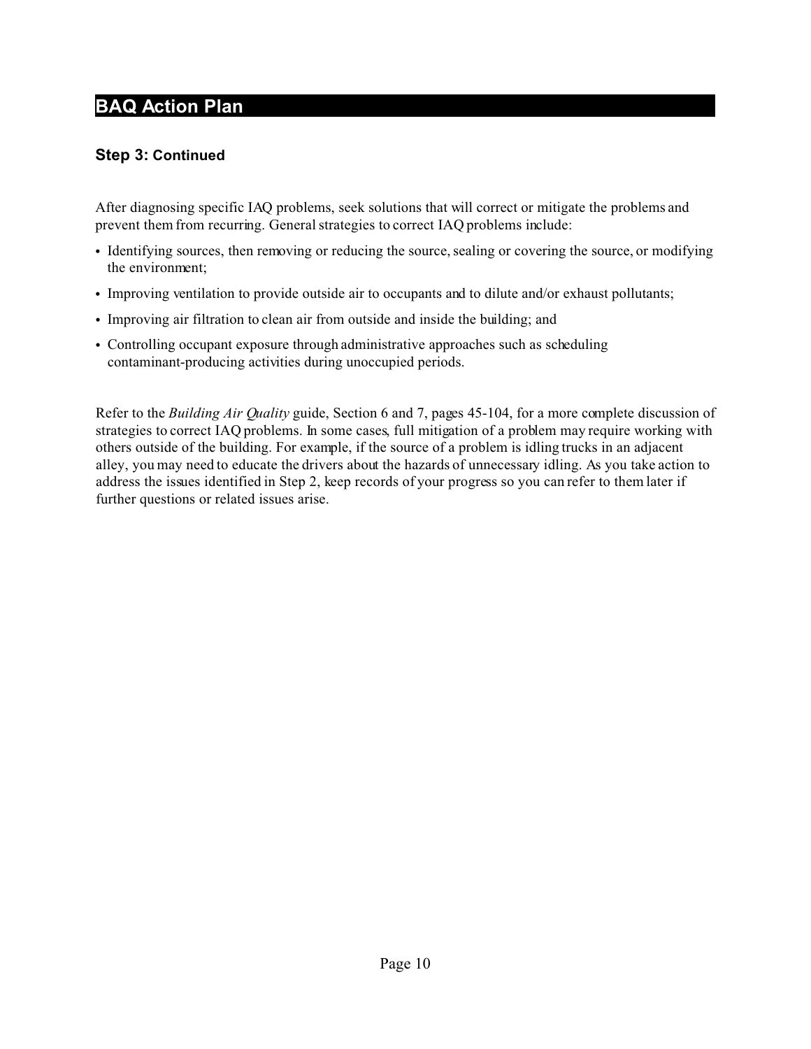## BAQ Action Plan

### Step 3: Continued

After diagnosing specific IAQ problems, seek solutions that will correct or mitigate the problems and prevent them from recurring. General strategies to correct IAQ problems include:

- Identifying sources, then removing or reducing the source, sealing or covering the source, or modifying the environment;
- Improving ventilation to provide outside air to occupants and to dilute and/or exhaust pollutants;
- Improving air filtration to clean air from outside and inside the building; and
- Controlling occupant exposure through administrative approaches such as scheduling contaminant-producing activities during unoccupied periods.

Refer to the *Building Air Quality* guide, Section 6 and 7, pages 45-104, for a more complete discussion of strategies to correct IAQ problems. In some cases, full mitigation of a problem may require working with others outside of the building. For example, if the source of a problem is idling trucks in an adjacent alley, you may need to educate the drivers about the hazards of unnecessary idling. As you take action to address the issues identified in Step 2, keep records of your progress so you can refer to them later if further questions or related issues arise.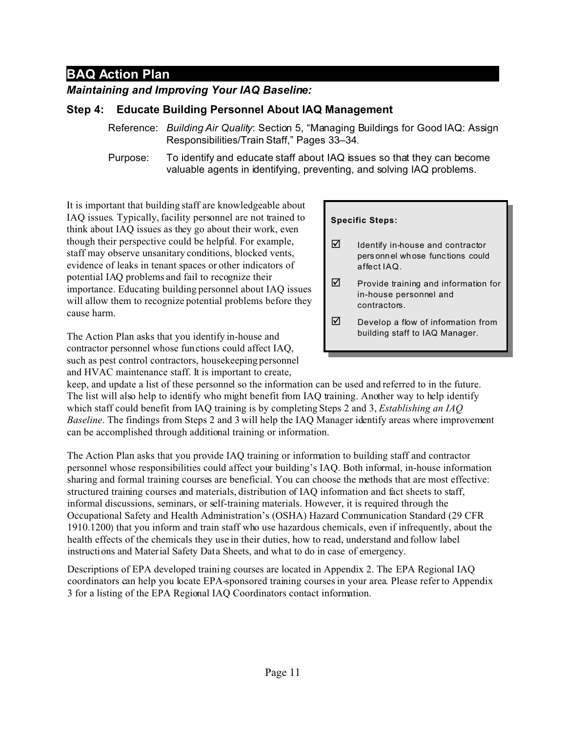## BAQ Action Plan

***Maintaining and Improving Your IAQ Baseline:***

### Step 4: Educate Building Personnel About IAQ Management

Reference: *Building Air Quality*: Section 5, "Managing Buildings for Good IAQ: Assign Responsibilities/Train Staff," Pages 33–34.

Purpose: To identify and educate staff about IAQ issues so that they can become valuable agents in identifying, preventing, and solving IAQ problems.

> **Specific Steps:**
>
> - ☑ Identify in-house and contractor personnel whose functions could affect IAQ.
> - ☑ Provide training and information for in-house personnel and contractors.
> - ☑ Develop a flow of information from building staff to IAQ Manager.

It is important that building staff are knowledgeable about IAQ issues. Typically, facility personnel are not trained to think about IAQ issues as they go about their work, even though their perspective could be helpful. For example, staff may observe unsanitary conditions, blocked vents, evidence of leaks in tenant spaces or other indicators of potential IAQ problems and fail to recognize their importance. Educating building personnel about IAQ issues will allow them to recognize potential problems before they cause harm.

The Action Plan asks that you identify in-house and contractor personnel whose functions could affect IAQ, such as pest control contractors, housekeeping personnel and HVAC maintenance staff. It is important to create, keep, and update a list of these personnel so the information can be used and referred to in the future. The list will also help to identify who might benefit from IAQ training. Another way to help identify which staff could benefit from IAQ training is by completing Steps 2 and 3, *Establishing an IAQ Baseline*. The findings from Steps 2 and 3 will help the IAQ Manager identify areas where improvement can be accomplished through additional training or information.

The Action Plan asks that you provide IAQ training or information to building staff and contractor personnel whose responsibilities could affect your building's IAQ. Both informal, in-house information sharing and formal training courses are beneficial. You can choose the methods that are most effective: structured training courses and materials, distribution of IAQ information and fact sheets to staff, informal discussions, seminars, or self-training materials. However, it is required through the Occupational Safety and Health Administration's (OSHA) Hazard Communication Standard (29 CFR 1910.1200) that you inform and train staff who use hazardous chemicals, even if infrequently, about the health effects of the chemicals they use in their duties, how to read, understand and follow label instructions and Material Safety Data Sheets, and what to do in case of emergency.

Descriptions of EPA developed training courses are located in Appendix 2. The EPA Regional IAQ coordinators can help you locate EPA-sponsored training courses in your area. Please refer to Appendix 3 for a listing of the EPA Regional IAQ Coordinators contact information.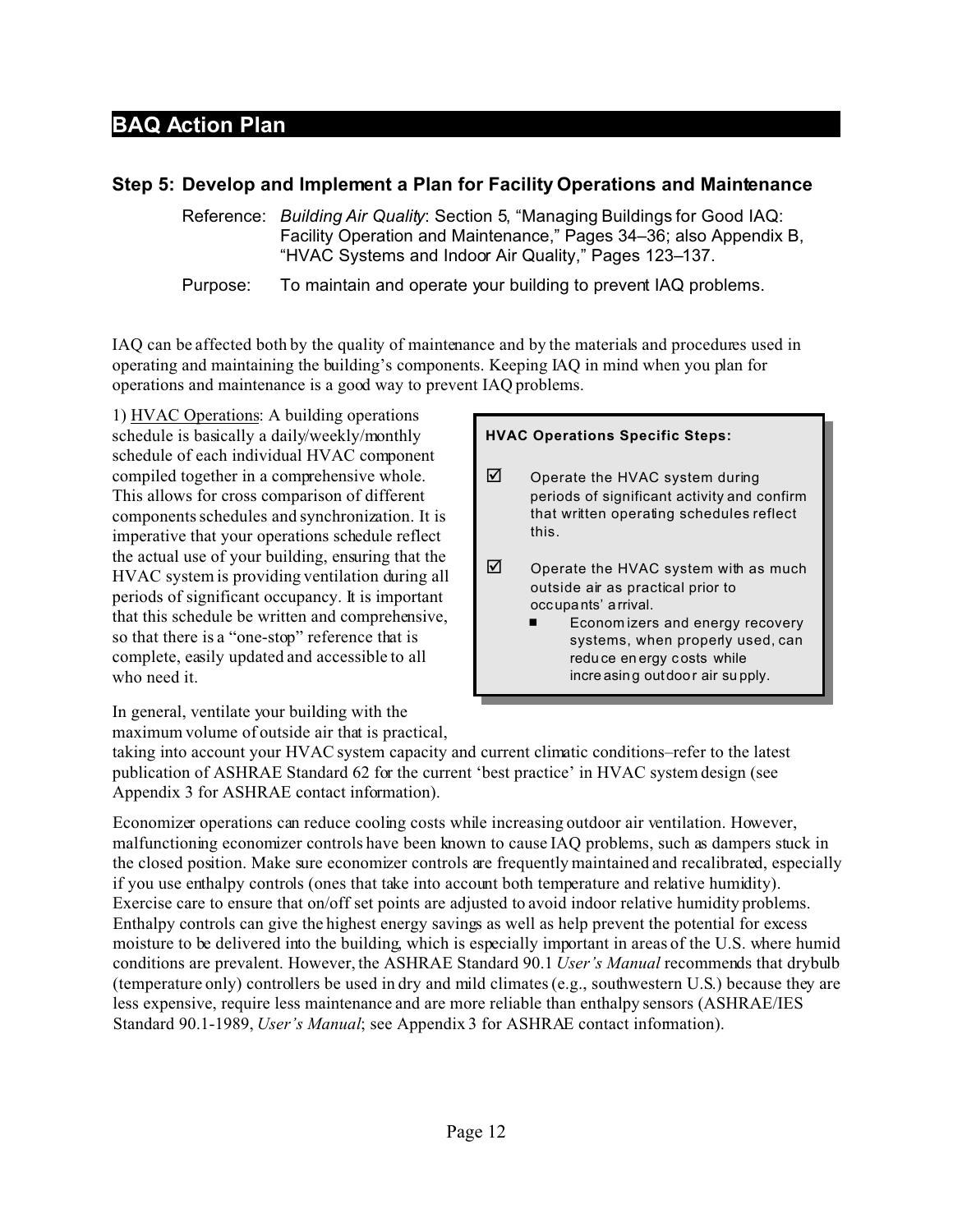## BAQ Action Plan

### Step 5: Develop and Implement a Plan for Facility Operations and Maintenance

Reference: *Building Air Quality*: Section 5, "Managing Buildings for Good IAQ: Facility Operation and Maintenance," Pages 34–36; also Appendix B, "HVAC Systems and Indoor Air Quality," Pages 123–137.

Purpose: To maintain and operate your building to prevent IAQ problems.

IAQ can be affected both by the quality of maintenance and by the materials and procedures used in operating and maintaining the building's components. Keeping IAQ in mind when you plan for operations and maintenance is a good way to prevent IAQ problems.

1) HVAC Operations: A building operations schedule is basically a daily/weekly/monthly schedule of each individual HVAC component compiled together in a comprehensive whole. This allows for cross comparison of different components schedules and synchronization. It is imperative that your operations schedule reflect the actual use of your building, ensuring that the HVAC system is providing ventilation during all periods of significant occupancy. It is important that this schedule be written and comprehensive, so that there is a "one-stop" reference that is complete, easily updated and accessible to all who need it.

> **HVAC Operations Specific Steps:**
>
> ☑ Operate the HVAC system during periods of significant activity and confirm that written operating schedules reflect this.
>
> ☑ Operate the HVAC system with as much outside air as practical prior to occupants' arrival.
> - Economizers and energy recovery systems, when properly used, can reduce energy costs while increasing outdoor air supply.

In general, ventilate your building with the maximum volume of outside air that is practical, taking into account your HVAC system capacity and current climatic conditions–refer to the latest publication of ASHRAE Standard 62 for the current 'best practice' in HVAC system design (see Appendix 3 for ASHRAE contact information).

Economizer operations can reduce cooling costs while increasing outdoor air ventilation. However, malfunctioning economizer controls have been known to cause IAQ problems, such as dampers stuck in the closed position. Make sure economizer controls are frequently maintained and recalibrated, especially if you use enthalpy controls (ones that take into account both temperature and relative humidity). Exercise care to ensure that on/off set points are adjusted to avoid indoor relative humidity problems. Enthalpy controls can give the highest energy savings as well as help prevent the potential for excess moisture to be delivered into the building, which is especially important in areas of the U.S. where humid conditions are prevalent. However, the ASHRAE Standard 90.1 *User's Manual* recommends that drybulb (temperature only) controllers be used in dry and mild climates (e.g., southwestern U.S.) because they are less expensive, require less maintenance and are more reliable than enthalpy sensors (ASHRAE/IES Standard 90.1-1989, *User's Manual*; see Appendix 3 for ASHRAE contact information).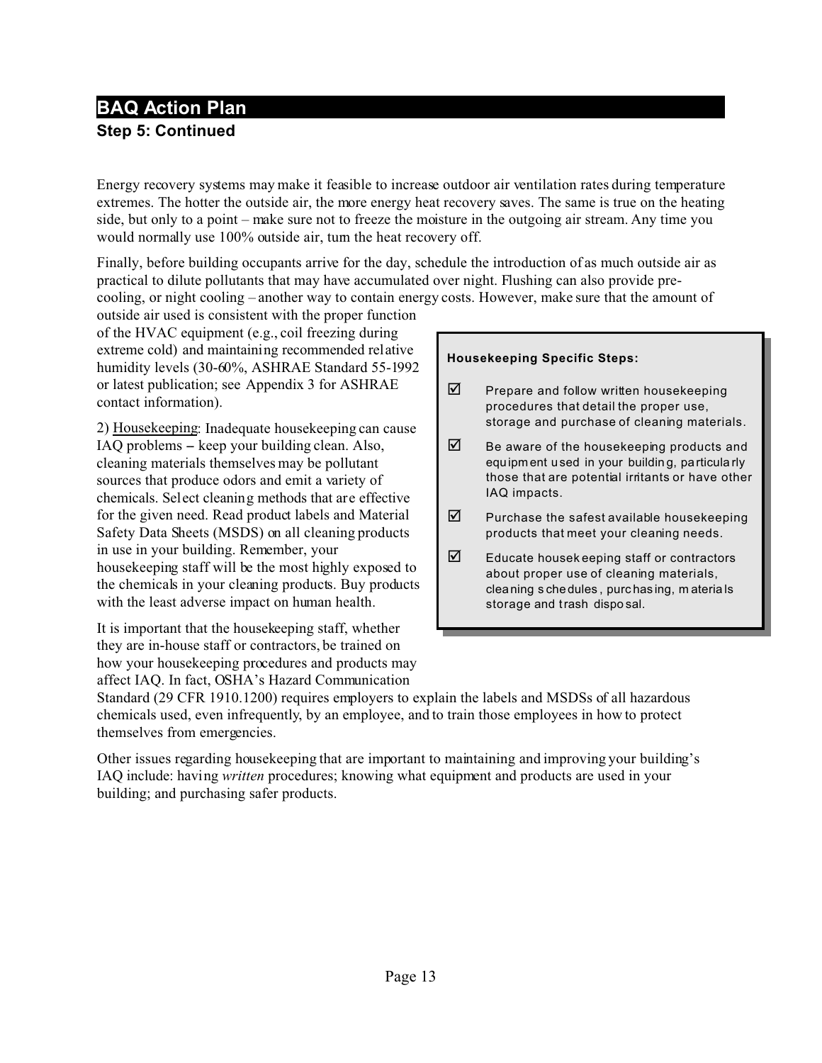## BAQ Action Plan

### Step 5: Continued

Energy recovery systems may make it feasible to increase outdoor air ventilation rates during temperature extremes. The hotter the outside air, the more energy heat recovery saves. The same is true on the heating side, but only to a point – make sure not to freeze the moisture in the outgoing air stream. Any time you would normally use 100% outside air, turn the heat recovery off.

Finally, before building occupants arrive for the day, schedule the introduction of as much outside air as practical to dilute pollutants that may have accumulated over night. Flushing can also provide pre-cooling, or night cooling – another way to contain energy costs. However, make sure that the amount of outside air used is consistent with the proper function of the HVAC equipment (e.g., coil freezing during extreme cold) and maintaining recommended relative humidity levels (30-60%, ASHRAE Standard 55-1992 or latest publication; see Appendix 3 for ASHRAE contact information).

2) Housekeeping: Inadequate housekeeping can cause IAQ problems – keep your building clean. Also, cleaning materials themselves may be pollutant sources that produce odors and emit a variety of chemicals. Select cleaning methods that are effective for the given need. Read product labels and Material Safety Data Sheets (MSDS) on all cleaning products in use in your building. Remember, your housekeeping staff will be the most highly exposed to the chemicals in your cleaning products. Buy products with the least adverse impact on human health.

It is important that the housekeeping staff, whether they are in-house staff or contractors, be trained on how your housekeeping procedures and products may affect IAQ. In fact, OSHA's Hazard Communication Standard (29 CFR 1910.1200) requires employers to explain the labels and MSDSs of all hazardous chemicals used, even infrequently, by an employee, and to train those employees in how to protect themselves from emergencies.

Other issues regarding housekeeping that are important to maintaining and improving your building's IAQ include: having *written* procedures; knowing what equipment and products are used in your building; and purchasing safer products.

**Housekeeping Specific Steps:**

- ☑ Prepare and follow written housekeeping procedures that detail the proper use, storage and purchase of cleaning materials.
- ☑ Be aware of the housekeeping products and equipment used in your building, particularly those that are potential irritants or have other IAQ impacts.
- ☑ Purchase the safest available housekeeping products that meet your cleaning needs.
- ☑ Educate housekeeping staff or contractors about proper use of cleaning materials, cleaning schedules, purchasing, materials storage and trash disposal.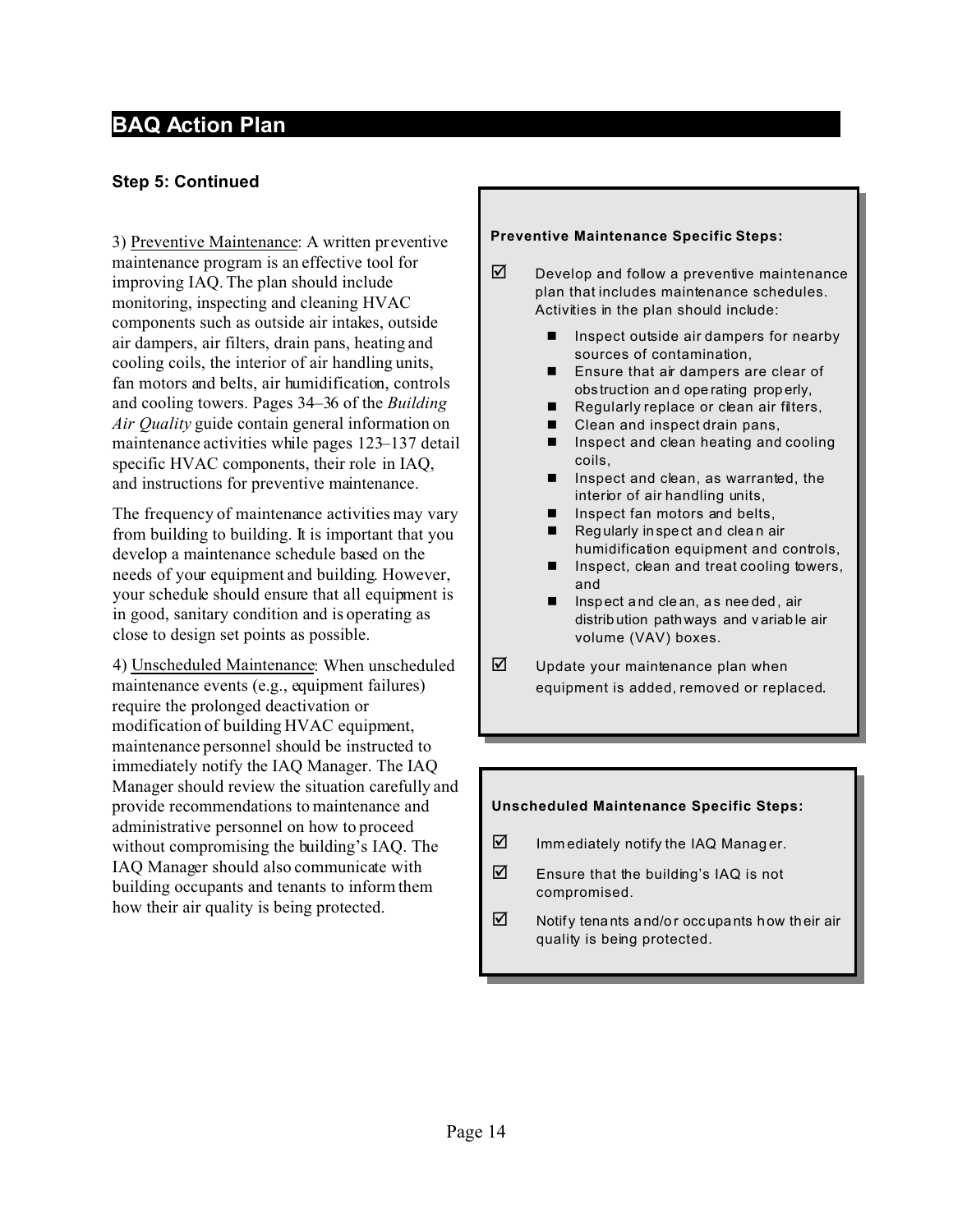## BAQ Action Plan

### Step 5: Continued

3) Preventive Maintenance: A written preventive maintenance program is an effective tool for improving IAQ. The plan should include monitoring, inspecting and cleaning HVAC components such as outside air intakes, outside air dampers, air filters, drain pans, heating and cooling coils, the interior of air handling units, fan motors and belts, air humidification, controls and cooling towers. Pages 34–36 of the *Building Air Quality* guide contain general information on maintenance activities while pages 123–137 detail specific HVAC components, their role in IAQ, and instructions for preventive maintenance.

The frequency of maintenance activities may vary from building to building. It is important that you develop a maintenance schedule based on the needs of your equipment and building. However, your schedule should ensure that all equipment is in good, sanitary condition and is operating as close to design set points as possible.

4) Unscheduled Maintenance: When unscheduled maintenance events (e.g., equipment failures) require the prolonged deactivation or modification of building HVAC equipment, maintenance personnel should be instructed to immediately notify the IAQ Manager. The IAQ Manager should review the situation carefully and provide recommendations to maintenance and administrative personnel on how to proceed without compromising the building's IAQ. The IAQ Manager should also communicate with building occupants and tenants to inform them how their air quality is being protected.

**Preventive Maintenance Specific Steps:**

- ☑ Develop and follow a preventive maintenance plan that includes maintenance schedules. Activities in the plan should include:
  - Inspect outside air dampers for nearby sources of contamination,
  - Ensure that air dampers are clear of obstruction and operating properly,
  - Regularly replace or clean air filters,
  - Clean and inspect drain pans,
  - Inspect and clean heating and cooling coils,
  - Inspect and clean, as warranted, the interior of air handling units,
  - Inspect fan motors and belts,
  - Regularly inspect and clean air humidification equipment and controls,
  - Inspect, clean and treat cooling towers, and
  - Inspect and clean, as needed, air distribution pathways and variable air volume (VAV) boxes.
- ☑ Update your maintenance plan when equipment is added, removed or replaced.

**Unscheduled Maintenance Specific Steps:**

- ☑ Immediately notify the IAQ Manager.
- ☑ Ensure that the building's IAQ is not compromised.
- ☑ Notify tenants and/or occupants how their air quality is being protected.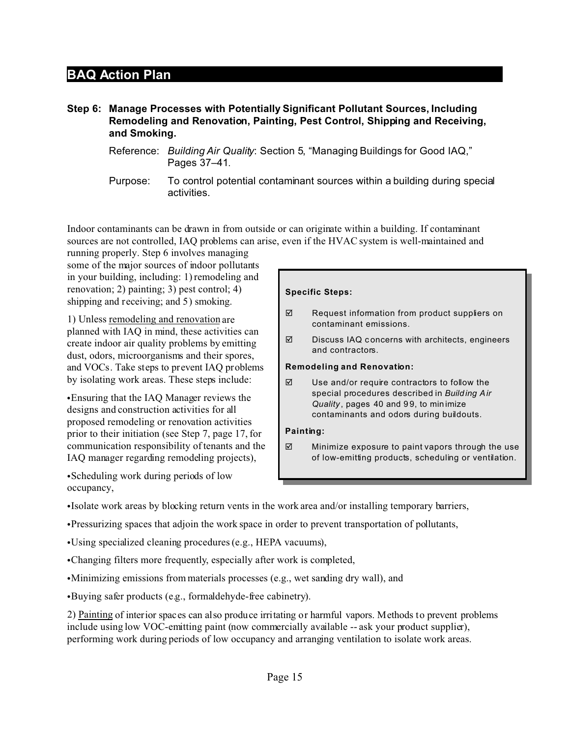## BAQ Action Plan

**Step 6: Manage Processes with Potentially Significant Pollutant Sources, Including Remodeling and Renovation, Painting, Pest Control, Shipping and Receiving, and Smoking.**

Reference: *Building Air Quality*: Section 5, "Managing Buildings for Good IAQ," Pages 37–41.

Purpose: To control potential contaminant sources within a building during special activities.

Indoor contaminants can be drawn in from outside or can originate within a building. If contaminant sources are not controlled, IAQ problems can arise, even if the HVAC system is well-maintained and running properly. Step 6 involves managing some of the major sources of indoor pollutants in your building, including: 1) remodeling and renovation; 2) painting; 3) pest control; 4) shipping and receiving; and 5) smoking.

> **Specific Steps:**
>
> ☑ Request information from product suppliers on contaminant emissions.
>
> ☑ Discuss IAQ concerns with architects, engineers and contractors.
>
> **Remodeling and Renovation:**
>
> ☑ Use and/or require contractors to follow the special procedures described in *Building Air Quality*, pages 40 and 99, to minimize contaminants and odors during buildouts.
>
> **Painting:**
>
> ☑ Minimize exposure to paint vapors through the use of low-emitting products, scheduling or ventilation.

1) Unless remodeling and renovation are planned with IAQ in mind, these activities can create indoor air quality problems by emitting dust, odors, microorganisms and their spores, and VOCs. Take steps to prevent IAQ problems by isolating work areas. These steps include:

- Ensuring that the IAQ Manager reviews the designs and construction activities for all proposed remodeling or renovation activities prior to their initiation (see Step 7, page 17, for communication responsibility of tenants and the IAQ manager regarding remodeling projects),
- Scheduling work during periods of low occupancy,
- Isolate work areas by blocking return vents in the work area and/or installing temporary barriers,
- Pressurizing spaces that adjoin the work space in order to prevent transportation of pollutants,
- Using specialized cleaning procedures (e.g., HEPA vacuums),
- Changing filters more frequently, especially after work is completed,
- Minimizing emissions from materials processes (e.g., wet sanding dry wall), and
- Buying safer products (e.g., formaldehyde-free cabinetry).

2) Painting of interior spaces can also produce irritating or harmful vapors. Methods to prevent problems include using low VOC-emitting paint (now commercially available -- ask your product supplier), performing work during periods of low occupancy and arranging ventilation to isolate work areas.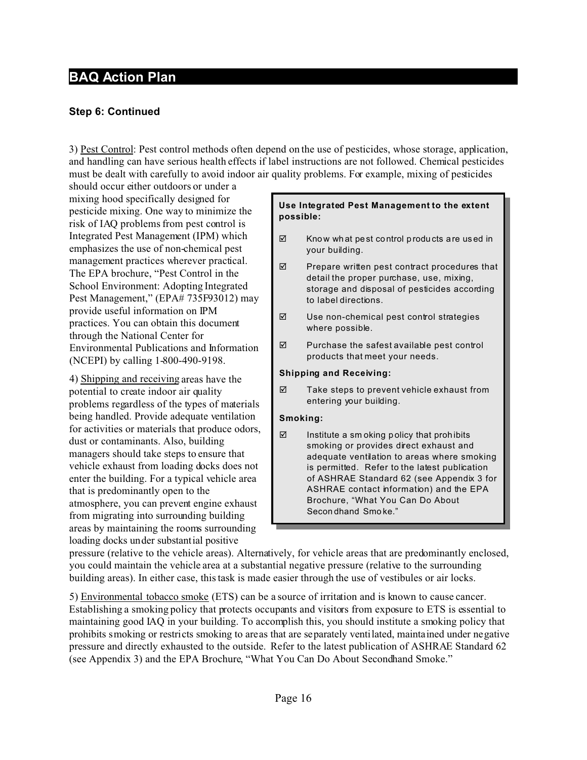## BAQ Action Plan

### Step 6: Continued

3) Pest Control: Pest control methods often depend on the use of pesticides, whose storage, application, and handling can have serious health effects if label instructions are not followed. Chemical pesticides must be dealt with carefully to avoid indoor air quality problems. For example, mixing of pesticides should occur either outdoors or under a mixing hood specifically designed for pesticide mixing. One way to minimize the risk of IAQ problems from pest control is Integrated Pest Management (IPM) which emphasizes the use of non-chemical pest management practices wherever practical. The EPA brochure, "Pest Control in the School Environment: Adopting Integrated Pest Management," (EPA# 735F93012) may provide useful information on IPM practices. You can obtain this document through the National Center for Environmental Publications and Information (NCEPI) by calling 1-800-490-9198.

4) Shipping and receiving areas have the potential to create indoor air quality problems regardless of the types of materials being handled. Provide adequate ventilation for activities or materials that produce odors, dust or contaminants. Also, building managers should take steps to ensure that vehicle exhaust from loading docks does not enter the building. For a typical vehicle area that is predominantly open to the atmosphere, you can prevent engine exhaust from migrating into surrounding building areas by maintaining the rooms surrounding loading docks under substantial positive pressure (relative to the vehicle areas). Alternatively, for vehicle areas that are predominantly enclosed, you could maintain the vehicle area at a substantial negative pressure (relative to the surrounding building areas). In either case, this task is made easier through the use of vestibules or air locks.

> **Use Integrated Pest Management to the extent possible:**
>
> - ☑ Know what pest control products are used in your building.
> - ☑ Prepare written pest contract procedures that detail the proper purchase, use, mixing, storage and disposal of pesticides according to label directions.
> - ☑ Use non-chemical pest control strategies where possible.
> - ☑ Purchase the safest available pest control products that meet your needs.
>
> **Shipping and Receiving:**
>
> - ☑ Take steps to prevent vehicle exhaust from entering your building.
>
> **Smoking:**
>
> - ☑ Institute a smoking policy that prohibits smoking or provides direct exhaust and adequate ventilation to areas where smoking is permitted. Refer to the latest publication of ASHRAE Standard 62 (see Appendix 3 for ASHRAE contact information) and the EPA Brochure, "What You Can Do About Secondhand Smoke."

5) Environmental tobacco smoke (ETS) can be a source of irritation and is known to cause cancer. Establishing a smoking policy that protects occupants and visitors from exposure to ETS is essential to maintaining good IAQ in your building. To accomplish this, you should institute a smoking policy that prohibits smoking or restricts smoking to areas that are separately ventilated, maintained under negative pressure and directly exhausted to the outside. Refer to the latest publication of ASHRAE Standard 62 (see Appendix 3) and the EPA Brochure, "What You Can Do About Secondhand Smoke."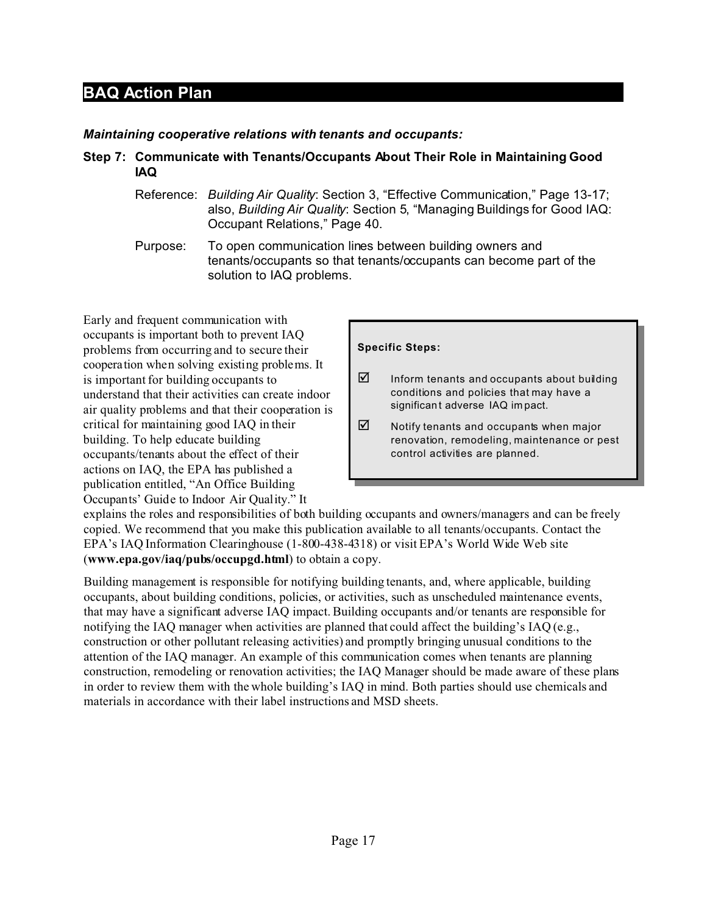## BAQ Action Plan

***Maintaining cooperative relations with tenants and occupants:***

**Step 7: Communicate with Tenants/Occupants About Their Role in Maintaining Good IAQ**

Reference: *Building Air Quality*: Section 3, "Effective Communication," Page 13-17; also, *Building Air Quality*: Section 5, "Managing Buildings for Good IAQ: Occupant Relations," Page 40.

Purpose: To open communication lines between building owners and tenants/occupants so that tenants/occupants can become part of the solution to IAQ problems.

> **Specific Steps:**
>
> ☑ Inform tenants and occupants about building conditions and policies that may have a significant adverse IAQ impact.
>
> ☑ Notify tenants and occupants when major renovation, remodeling, maintenance or pest control activities are planned.

Early and frequent communication with occupants is important both to prevent IAQ problems from occurring and to secure their cooperation when solving existing problems. It is important for building occupants to understand that their activities can create indoor air quality problems and that their cooperation is critical for maintaining good IAQ in their building. To help educate building occupants/tenants about the effect of their actions on IAQ, the EPA has published a publication entitled, "An Office Building Occupants' Guide to Indoor Air Quality." It explains the roles and responsibilities of both building occupants and owners/managers and can be freely copied. We recommend that you make this publication available to all tenants/occupants. Contact the EPA's IAQ Information Clearinghouse (1-800-438-4318) or visit EPA's World Wide Web site (**www.epa.gov/iaq/pubs/occupgd.html**) to obtain a copy.

Building management is responsible for notifying building tenants, and, where applicable, building occupants, about building conditions, policies, or activities, such as unscheduled maintenance events, that may have a significant adverse IAQ impact. Building occupants and/or tenants are responsible for notifying the IAQ manager when activities are planned that could affect the building's IAQ (e.g., construction or other pollutant releasing activities) and promptly bringing unusual conditions to the attention of the IAQ manager. An example of this communication comes when tenants are planning construction, remodeling or renovation activities; the IAQ Manager should be made aware of these plans in order to review them with the whole building's IAQ in mind. Both parties should use chemicals and materials in accordance with their label instructions and MSD sheets.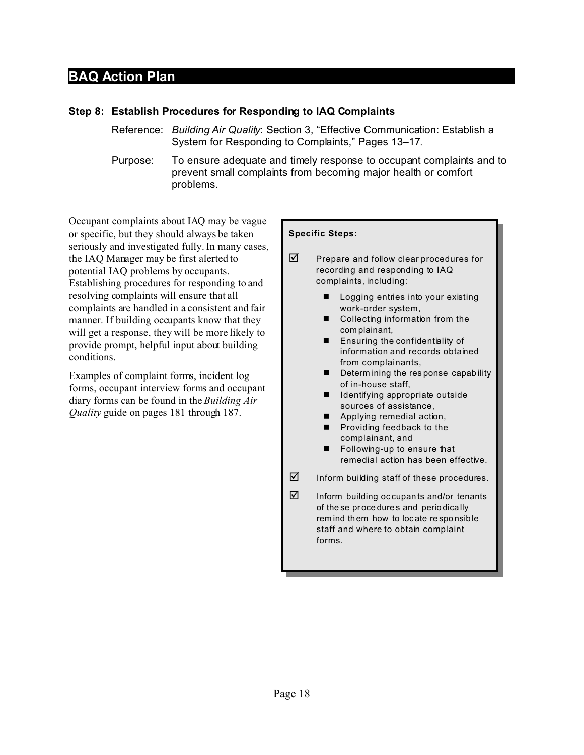# BAQ Action Plan

### Step 8: Establish Procedures for Responding to IAQ Complaints

Reference: *Building Air Quality*: Section 3, “Effective Communication: Establish a System for Responding to Complaints,” Pages 13–17.

Purpose: To ensure adequate and timely response to occupant complaints and to prevent small complaints from becoming major health or comfort problems.

Occupant complaints about IAQ may be vague or specific, but they should always be taken seriously and investigated fully. In many cases, the IAQ Manager may be first alerted to potential IAQ problems by occupants. Establishing procedures for responding to and resolving complaints will ensure that all complaints are handled in a consistent and fair manner. If building occupants know that they will get a response, they will be more likely to provide prompt, helpful input about building conditions.

Examples of complaint forms, incident log forms, occupant interview forms and occupant diary forms can be found in the *Building Air Quality* guide on pages 181 through 187.

**Specific Steps:**

- ☑ Prepare and follow clear procedures for recording and responding to IAQ complaints, including:
  - Logging entries into your existing work-order system,
  - Collecting information from the complainant,
  - Ensuring the confidentiality of information and records obtained from complainants,
  - Determining the response capability of in-house staff,
  - Identifying appropriate outside sources of assistance,
  - Applying remedial action,
  - Providing feedback to the complainant, and
  - Following-up to ensure that remedial action has been effective.
- ☑ Inform building staff of these procedures.
- ☑ Inform building occupants and/or tenants of these procedures and periodically remind them how to locate responsible staff and where to obtain complaint forms.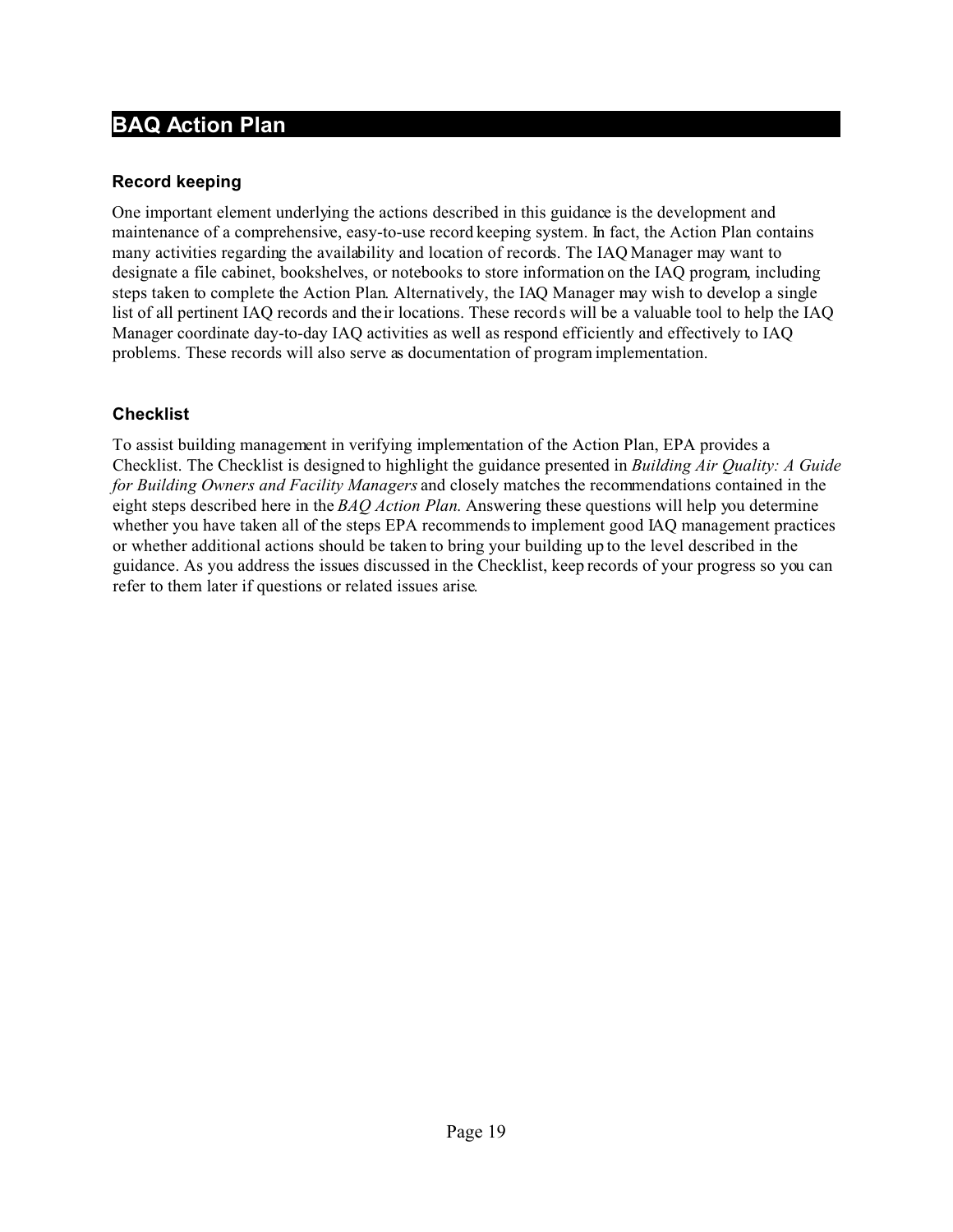## BAQ Action Plan

### Record keeping

One important element underlying the actions described in this guidance is the development and maintenance of a comprehensive, easy-to-use record keeping system. In fact, the Action Plan contains many activities regarding the availability and location of records. The IAQ Manager may want to designate a file cabinet, bookshelves, or notebooks to store information on the IAQ program, including steps taken to complete the Action Plan. Alternatively, the IAQ Manager may wish to develop a single list of all pertinent IAQ records and their locations. These records will be a valuable tool to help the IAQ Manager coordinate day-to-day IAQ activities as well as respond efficiently and effectively to IAQ problems. These records will also serve as documentation of program implementation.

### Checklist

To assist building management in verifying implementation of the Action Plan, EPA provides a Checklist. The Checklist is designed to highlight the guidance presented in *Building Air Quality: A Guide for Building Owners and Facility Managers* and closely matches the recommendations contained in the eight steps described here in the *BAQ Action Plan.* Answering these questions will help you determine whether you have taken all of the steps EPA recommends to implement good IAQ management practices or whether additional actions should be taken to bring your building up to the level described in the guidance. As you address the issues discussed in the Checklist, keep records of your progress so you can refer to them later if questions or related issues arise.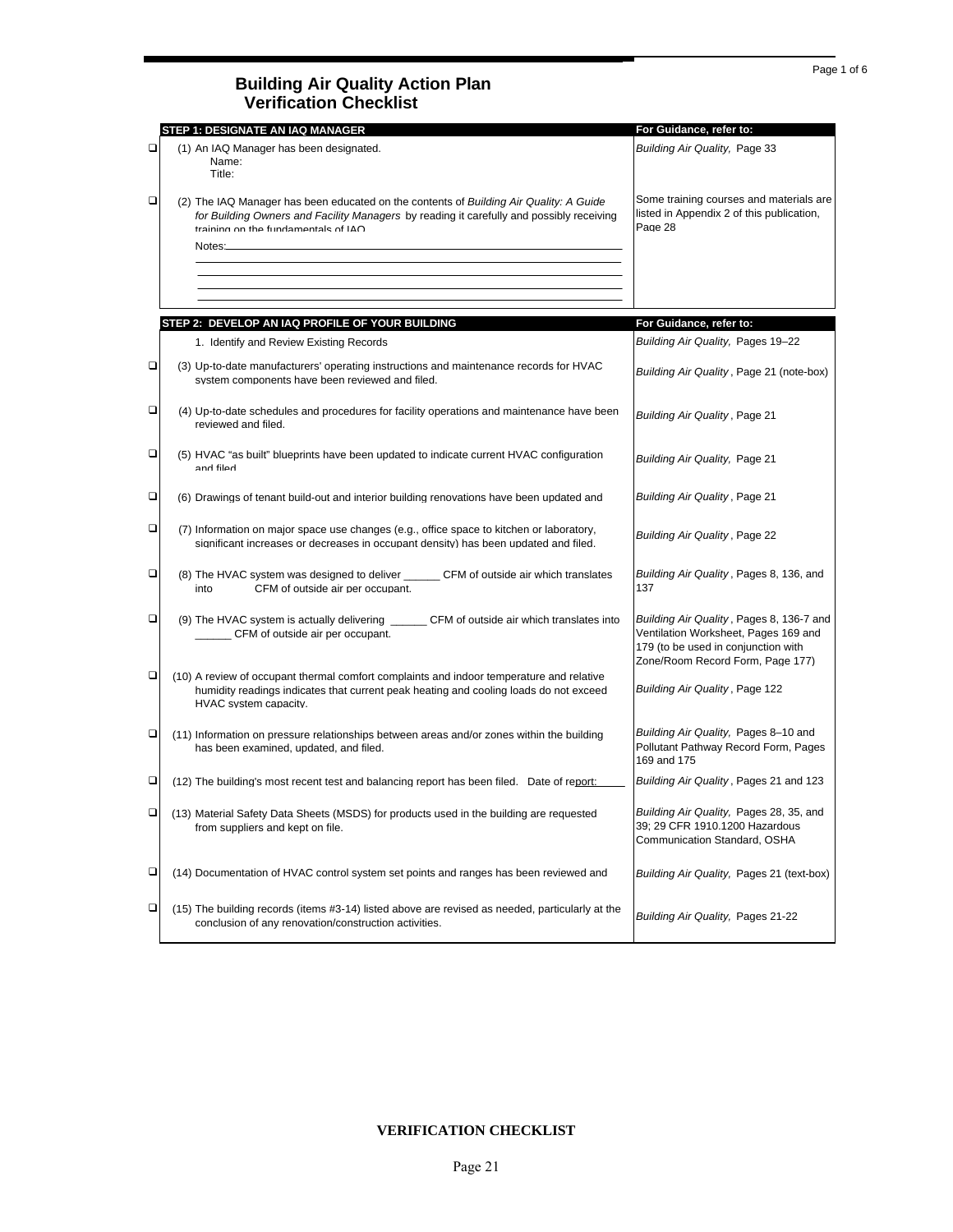# Building Air Quality Action Plan
## Verification Checklist

| | STEP 1: DESIGNATE AN IAQ MANAGER | For Guidance, refer to: |
|---|---|---|
| ❑ | (1) An IAQ Manager has been designated.<br>Name:<br>Title: | *Building Air Quality,* Page 33 |
| ❑ | (2) The IAQ Manager has been educated on the contents of *Building Air Quality: A Guide for Building Owners and Facility Managers* by reading it carefully and possibly receiving training on the fundamentals of IAQ.<br>Notes: | Some training courses and materials are listed in Appendix 2 of this publication, Page 28 |

| | STEP 2: DEVELOP AN IAQ PROFILE OF YOUR BUILDING | For Guidance, refer to: |
|---|---|---|
| | 1. Identify and Review Existing Records | *Building Air Quality,* Pages 19–22 |
| ❑ | (3) Up-to-date manufacturers' operating instructions and maintenance records for HVAC system components have been reviewed and filed. | *Building Air Quality*, Page 21 (note-box) |
| ❑ | (4) Up-to-date schedules and procedures for facility operations and maintenance have been reviewed and filed. | *Building Air Quality*, Page 21 |
| ❑ | (5) HVAC "as built" blueprints have been updated to indicate current HVAC configuration and filed. | *Building Air Quality,* Page 21 |
| ❑ | (6) Drawings of tenant build-out and interior building renovations have been updated and | *Building Air Quality*, Page 21 |
| ❑ | (7) Information on major space use changes (e.g., office space to kitchen or laboratory, significant increases or decreases in occupant density) has been updated and filed. | *Building Air Quality*, Page 22 |
| ❑ | (8) The HVAC system was designed to deliver ______ CFM of outside air which translates into ______ CFM of outside air per occupant. | *Building Air Quality*, Pages 8, 136, and 137 |
| ❑ | (9) The HVAC system is actually delivering ______ CFM of outside air which translates into ______ CFM of outside air per occupant. | *Building Air Quality*, Pages 8, 136-7 and Ventilation Worksheet, Pages 169 and 179 (to be used in conjunction with Zone/Room Record Form, Page 177) |
| ❑ | (10) A review of occupant thermal comfort complaints and indoor temperature and relative humidity readings indicates that current peak heating and cooling loads do not exceed HVAC system capacity. | *Building Air Quality*, Page 122 |
| ❑ | (11) Information on pressure relationships between areas and/or zones within the building has been examined, updated, and filed. | *Building Air Quality,* Pages 8–10 and Pollutant Pathway Record Form, Pages 169 and 175 |
| ❑ | (12) The building's most recent test and balancing report has been filed. Date of report: ______ | *Building Air Quality*, Pages 21 and 123 |
| ❑ | (13) Material Safety Data Sheets (MSDS) for products used in the building are requested from suppliers and kept on file. | *Building Air Quality,* Pages 28, 35, and 39; 29 CFR 1910.1200 Hazardous Communication Standard, OSHA |
| ❑ | (14) Documentation of HVAC control system set points and ranges has been reviewed and | *Building Air Quality,* Pages 21 (text-box) |
| ❑ | (15) The building records (items #3-14) listed above are revised as needed, particularly at the conclusion of any renovation/construction activities. | *Building Air Quality,* Pages 21-22 |

**VERIFICATION CHECKLIST**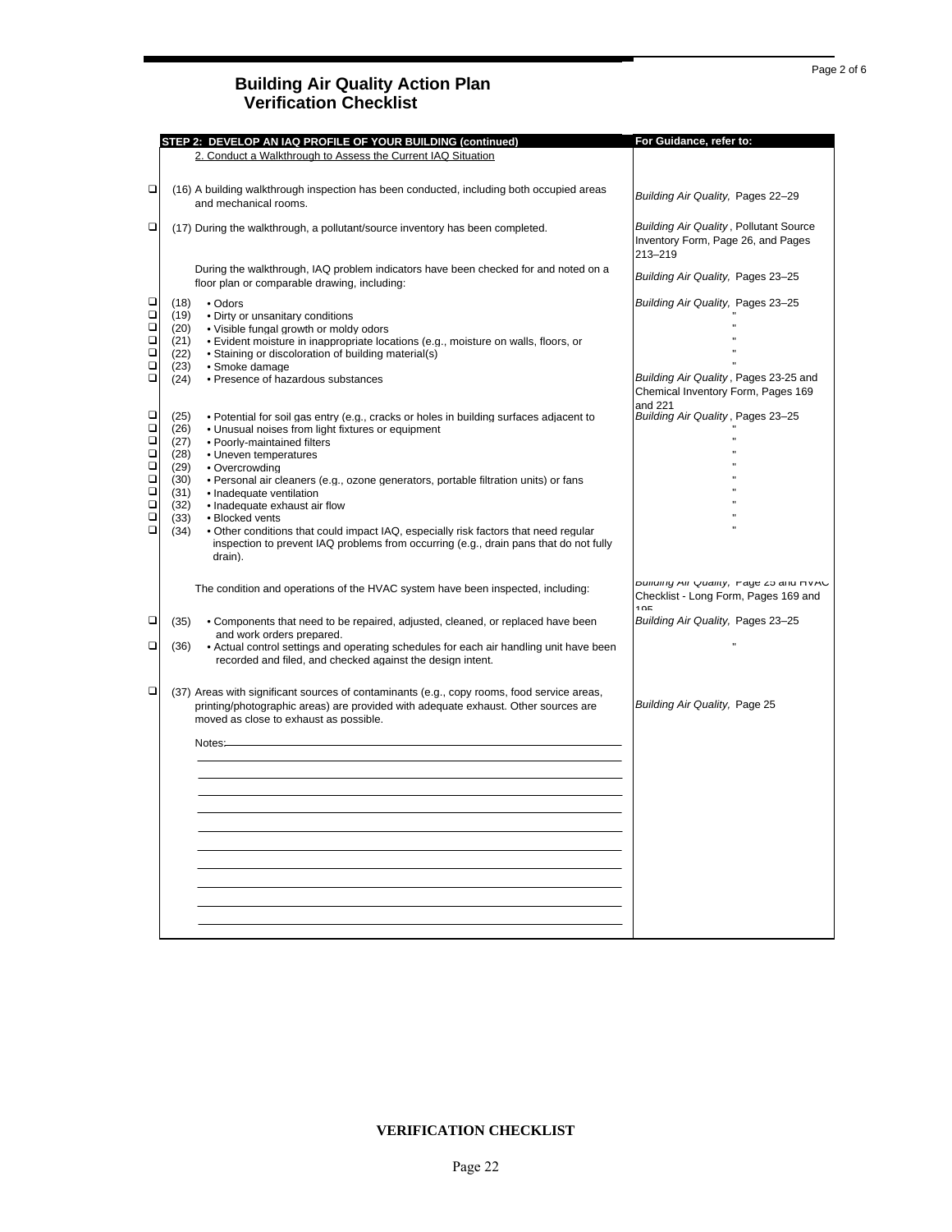# Building Air Quality Action Plan
## Verification Checklist

| | STEP 2: DEVELOP AN IAQ PROFILE OF YOUR BUILDING (continued) | For Guidance, refer to: |
|---|---|---|
| | 2. Conduct a Walkthrough to Assess the Current IAQ Situation | |
| ❑ | (16) A building walkthrough inspection has been conducted, including both occupied areas and mechanical rooms. | *Building Air Quality,* Pages 22–29 |
| ❑ | (17) During the walkthrough, a pollutant/source inventory has been completed. | *Building Air Quality*, Pollutant Source Inventory Form, Page 26, and Pages 213–219 |
| | During the walkthrough, IAQ problem indicators have been checked for and noted on a floor plan or comparable drawing, including: | *Building Air Quality,* Pages 23–25 |
| ❑ | (18) • Odors | *Building Air Quality,* Pages 23–25 |
| ❑ | (19) • Dirty or unsanitary conditions | " |
| ❑ | (20) • Visible fungal growth or moldy odors | " |
| ❑ | (21) • Evident moisture in inappropriate locations (e.g., moisture on walls, floors, or | " |
| ❑ | (22) • Staining or discoloration of building material(s) | " |
| ❑ | (23) • Smoke damage | " |
| ❑ | (24) • Presence of hazardous substances | *Building Air Quality*, Pages 23-25 and Chemical Inventory Form, Pages 169 and 221 |
| ❑ | (25) • Potential for soil gas entry (e.g., cracks or holes in building surfaces adjacent to | *Building Air Quality*, Pages 23–25 |
| ❑ | (26) • Unusual noises from light fixtures or equipment | " |
| ❑ | (27) • Poorly-maintained filters | " |
| ❑ | (28) • Uneven temperatures | " |
| ❑ | (29) • Overcrowding | " |
| ❑ | (30) • Personal air cleaners (e.g., ozone generators, portable filtration units) or fans | " |
| ❑ | (31) • Inadequate ventilation | " |
| ❑ | (32) • Inadequate exhaust air flow | " |
| ❑ | (33) • Blocked vents | " |
| ❑ | (34) • Other conditions that could impact IAQ, especially risk factors that need regular inspection to prevent IAQ problems from occurring (e.g., drain pans that do not fully drain). | " |
| | The condition and operations of the HVAC system have been inspected, including: | *Building Air Quality,* Page 25 and HVAC Checklist - Long Form, Pages 169 and 195 |
| ❑ | (35) • Components that need to be repaired, adjusted, cleaned, or replaced have been and work orders prepared. | *Building Air Quality,* Pages 23–25 |
| ❑ | (36) • Actual control settings and operating schedules for each air handling unit have been recorded and filed, and checked against the design intent. | " |
| ❑ | (37) Areas with significant sources of contaminants (e.g., copy rooms, food service areas, printing/photographic areas) are provided with adequate exhaust. Other sources are moved as close to exhaust as possible. | *Building Air Quality,* Page 25 |

Notes:\_\_\_\_\_\_\_\_\_\_\_\_\_\_\_\_\_\_\_\_\_\_\_\_\_\_\_\_\_\_\_\_\_\_\_\_\_\_\_\_

**VERIFICATION CHECKLIST**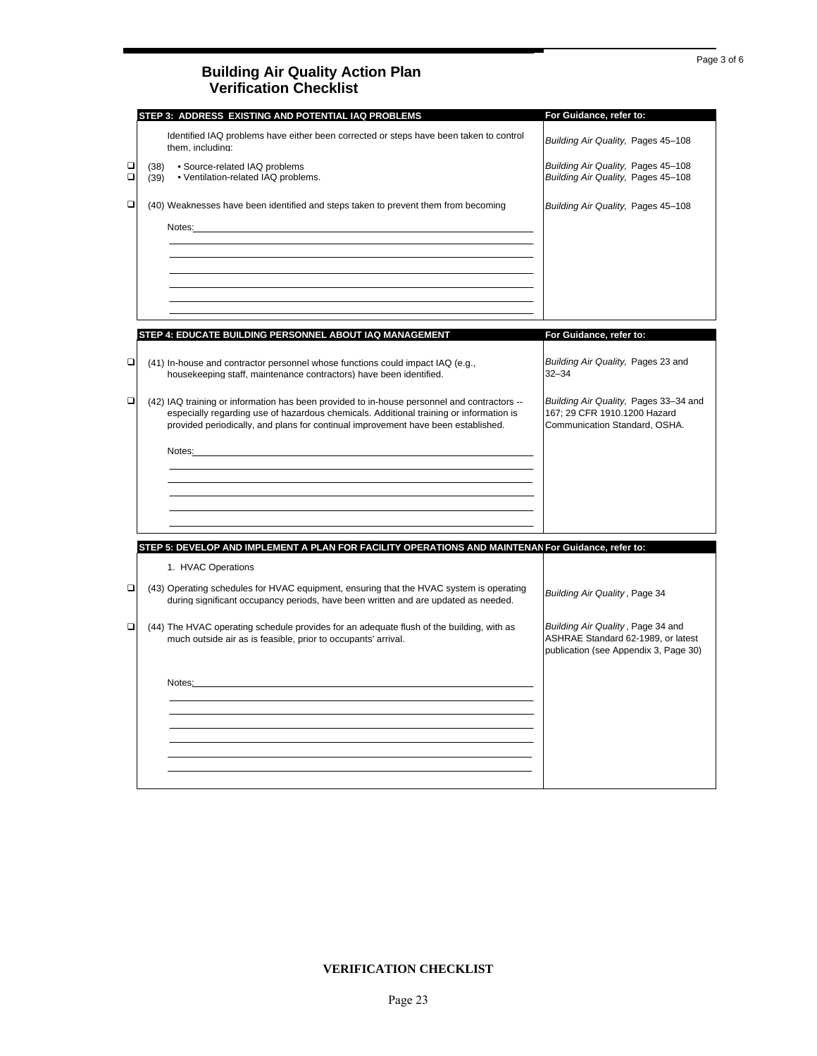# Building Air Quality Action Plan
## Verification Checklist

| | STEP 3: ADDRESS EXISTING AND POTENTIAL IAQ PROBLEMS | For Guidance, refer to: |
|---|---|---|
| | Identified IAQ problems have either been corrected or steps have been taken to control them, including: | *Building Air Quality,* Pages 45–108 |
| ❑ | (38) • Source-related IAQ problems | *Building Air Quality,* Pages 45–108 |
| ❑ | (39) • Ventilation-related IAQ problems. | *Building Air Quality,* Pages 45–108 |
| ❑ | (40) Weaknesses have been identified and steps taken to prevent them from becoming | *Building Air Quality,* Pages 45–108 |
| | Notes:\_\_\_\_\_\_\_\_\_\_\_\_\_\_\_\_\_\_\_\_\_\_\_\_\_\_\_\_\_\_\_\_\_\_\_\_\_\_\_\_ | |

| | STEP 4: EDUCATE BUILDING PERSONNEL ABOUT IAQ MANAGEMENT | For Guidance, refer to: |
|---|---|---|
| ❑ | (41) In-house and contractor personnel whose functions could impact IAQ (e.g., housekeeping staff, maintenance contractors) have been identified. | *Building Air Quality,* Pages 23 and 32–34 |
| ❑ | (42) IAQ training or information has been provided to in-house personnel and contractors -- especially regarding use of hazardous chemicals. Additional training or information is provided periodically, and plans for continual improvement have been established. | *Building Air Quality,* Pages 33–34 and 167; 29 CFR 1910.1200 Hazard Communication Standard, OSHA. |
| | Notes:\_\_\_\_\_\_\_\_\_\_\_\_\_\_\_\_\_\_\_\_\_\_\_\_\_\_\_\_\_\_\_\_\_\_\_\_\_\_\_\_ | |

| | STEP 5: DEVELOP AND IMPLEMENT A PLAN FOR FACILITY OPERATIONS AND MAINTENAN | For Guidance, refer to: |
|---|---|---|
| | 1. HVAC Operations | |
| ❑ | (43) Operating schedules for HVAC equipment, ensuring that the HVAC system is operating during significant occupancy periods, have been written and are updated as needed. | *Building Air Quality*, Page 34 |
| ❑ | (44) The HVAC operating schedule provides for an adequate flush of the building, with as much outside air as is feasible, prior to occupants' arrival. | *Building Air Quality*, Page 34 and ASHRAE Standard 62-1989, or latest publication (see Appendix 3, Page 30) |
| | Notes:\_\_\_\_\_\_\_\_\_\_\_\_\_\_\_\_\_\_\_\_\_\_\_\_\_\_\_\_\_\_\_\_\_\_\_\_\_\_\_\_ | |

**VERIFICATION CHECKLIST**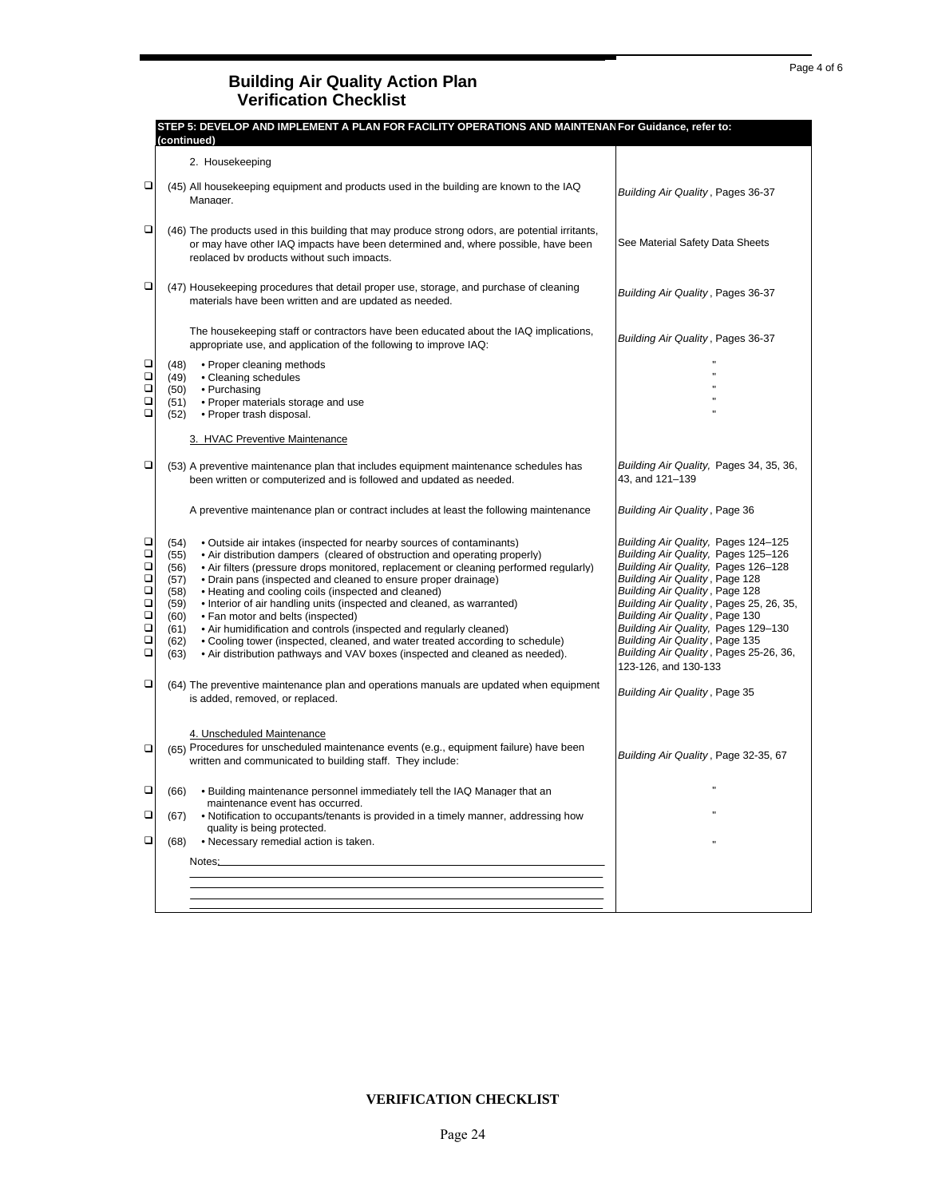## Building Air Quality Action Plan
## Verification Checklist

| | STEP 5: DEVELOP AND IMPLEMENT A PLAN FOR FACILITY OPERATIONS AND MAINTENAN (continued) | For Guidance, refer to: |
|---|---|---|
| | 2. Housekeeping | |
| ❑ | (45) All housekeeping equipment and products used in the building are known to the IAQ Manager. | *Building Air Quality*, Pages 36-37 |
| ❑ | (46) The products used in this building that may produce strong odors, are potential irritants, or may have other IAQ impacts have been determined and, where possible, have been replaced by products without such impacts. | See Material Safety Data Sheets |
| ❑ | (47) Housekeeping procedures that detail proper use, storage, and purchase of cleaning materials have been written and are updated as needed. | *Building Air Quality*, Pages 36-37 |
| | The housekeeping staff or contractors have been educated about the IAQ implications, appropriate use, and application of the following to improve IAQ: | *Building Air Quality*, Pages 36-37 |
| ❑ | (48) • Proper cleaning methods | " |
| ❑ | (49) • Cleaning schedules | " |
| ❑ | (50) • Purchasing | " |
| ❑ | (51) • Proper materials storage and use | " |
| ❑ | (52) • Proper trash disposal. | " |
| | 3. HVAC Preventive Maintenance | |
| ❑ | (53) A preventive maintenance plan that includes equipment maintenance schedules has been written or computerized and is followed and updated as needed. | *Building Air Quality,* Pages 34, 35, 36, 43, and 121–139 |
| | A preventive maintenance plan or contract includes at least the following maintenance | *Building Air Quality*, Page 36 |
| ❑ | (54) • Outside air intakes (inspected for nearby sources of contaminants) | *Building Air Quality,* Pages 124–125 |
| ❑ | (55) • Air distribution dampers (cleared of obstruction and operating properly) | *Building Air Quality,* Pages 125–126 |
| ❑ | (56) • Air filters (pressure drops monitored, replacement or cleaning performed regularly) | *Building Air Quality,* Pages 126–128 |
| ❑ | (57) • Drain pans (inspected and cleaned to ensure proper drainage) | *Building Air Quality*, Page 128 |
| ❑ | (58) • Heating and cooling coils (inspected and cleaned) | *Building Air Quality*, Page 128 |
| ❑ | (59) • Interior of air handling units (inspected and cleaned, as warranted) | *Building Air Quality*, Pages 25, 26, 35, |
| ❑ | (60) • Fan motor and belts (inspected) | *Building Air Quality*, Page 130 |
| ❑ | (61) • Air humidification and controls (inspected and regularly cleaned) | *Building Air Quality,* Pages 129–130 |
| ❑ | (62) • Cooling tower (inspected, cleaned, and water treated according to schedule) | *Building Air Quality*, Page 135 |
| ❑ | (63) • Air distribution pathways and VAV boxes (inspected and cleaned as needed). | *Building Air Quality*, Pages 25-26, 36, 123-126, and 130-133 |
| ❑ | (64) The preventive maintenance plan and operations manuals are updated when equipment is added, removed, or replaced. | *Building Air Quality*, Page 35 |
| | 4. Unscheduled Maintenance | |
| ❑ | (65) Procedures for unscheduled maintenance events (e.g., equipment failure) have been written and communicated to building staff. They include: | *Building Air Quality*, Page 32-35, 67 |
| ❑ | (66) • Building maintenance personnel immediately tell the IAQ Manager that an maintenance event has occurred. | " |
| ❑ | (67) • Notification to occupants/tenants is provided in a timely manner, addressing how quality is being protected. | " |
| ❑ | (68) • Necessary remedial action is taken. | " |
| | Notes: | |

VERIFICATION CHECKLIST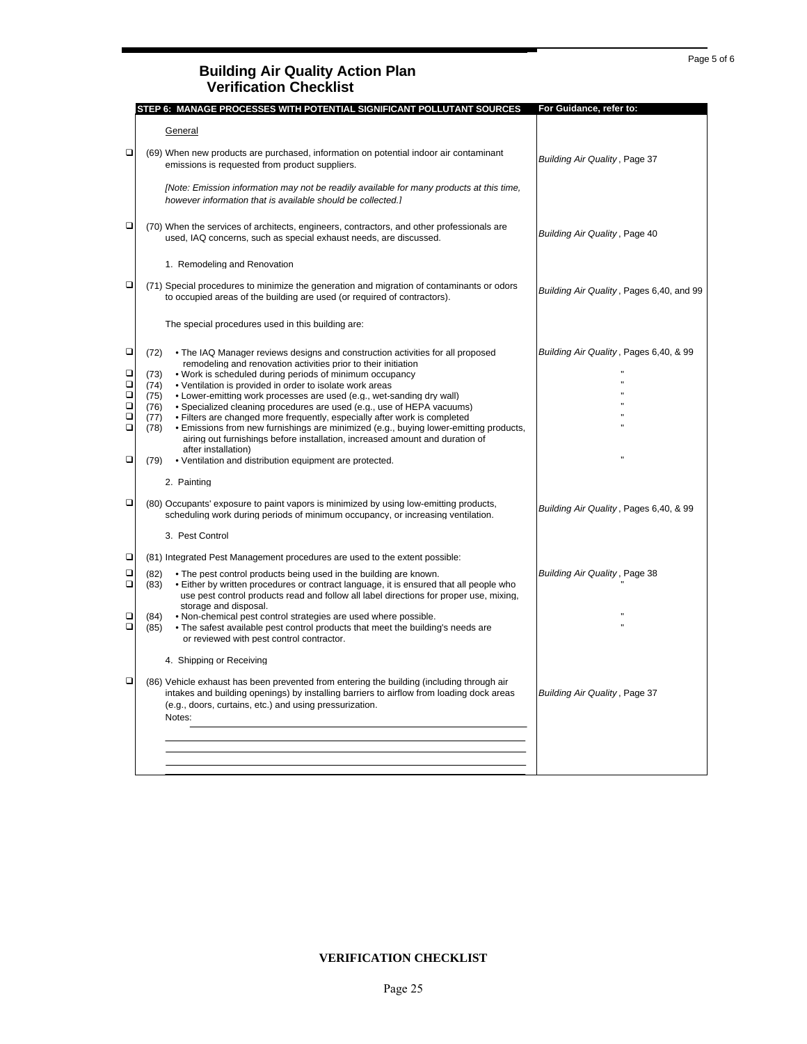# Building Air Quality Action Plan
## Verification Checklist

| | STEP 6: MANAGE PROCESSES WITH POTENTIAL SIGNIFICANT POLLUTANT SOURCES | For Guidance, refer to: |
|---|---|---|
| | General | |
| ❑ | (69) When new products are purchased, information on potential indoor air contaminant emissions is requested from product suppliers. | *Building Air Quality*, Page 37 |
| | *[Note: Emission information may not be readily available for many products at this time, however information that is available should be collected.]* | |
| ❑ | (70) When the services of architects, engineers, contractors, and other professionals are used, IAQ concerns, such as special exhaust needs, are discussed. | *Building Air Quality*, Page 40 |
| | 1. Remodeling and Renovation | |
| ❑ | (71) Special procedures to minimize the generation and migration of contaminants or odors to occupied areas of the building are used (or required of contractors). | *Building Air Quality*, Pages 6,40, and 99 |
| | The special procedures used in this building are: | |
| ❑ | (72) • The IAQ Manager reviews designs and construction activities for all proposed remodeling and renovation activities prior to their initiation | *Building Air Quality*, Pages 6,40, & 99 |
| ❑ | (73) • Work is scheduled during periods of minimum occupancy | " |
| ❑ | (74) • Ventilation is provided in order to isolate work areas | " |
| ❑ | (75) • Lower-emitting work processes are used (e.g., wet-sanding dry wall) | " |
| ❑ | (76) • Specialized cleaning procedures are used (e.g., use of HEPA vacuums) | " |
| ❑ | (77) • Filters are changed more frequently, especially after work is completed | " |
| ❑ | (78) • Emissions from new furnishings are minimized (e.g., buying lower-emitting products, airing out furnishings before installation, increased amount and duration of after installation) | " |
| ❑ | (79) • Ventilation and distribution equipment are protected. | " |
| | 2. Painting | |
| ❑ | (80) Occupants' exposure to paint vapors is minimized by using low-emitting products, scheduling work during periods of minimum occupancy, or increasing ventilation. | *Building Air Quality*, Pages 6,40, & 99 |
| | 3. Pest Control | |
| ❑ | (81) Integrated Pest Management procedures are used to the extent possible: | |
| ❑ | (82) • The pest control products being used in the building are known. | *Building Air Quality*, Page 38 |
| ❑ | (83) • Either by written procedures or contract language, it is ensured that all people who use pest control products read and follow all label directions for proper use, mixing, storage and disposal. | " |
| ❑ | (84) • Non-chemical pest control strategies are used where possible. | " |
| ❑ | (85) • The safest available pest control products that meet the building's needs are or reviewed with pest control contractor. | " |
| | 4. Shipping or Receiving | |
| ❑ | (86) Vehicle exhaust has been prevented from entering the building (including through air intakes and building openings) by installing barriers to airflow from loading dock areas (e.g., doors, curtains, etc.) and using pressurization. | *Building Air Quality*, Page 37 |
| | Notes: ______________________ | |

**VERIFICATION CHECKLIST**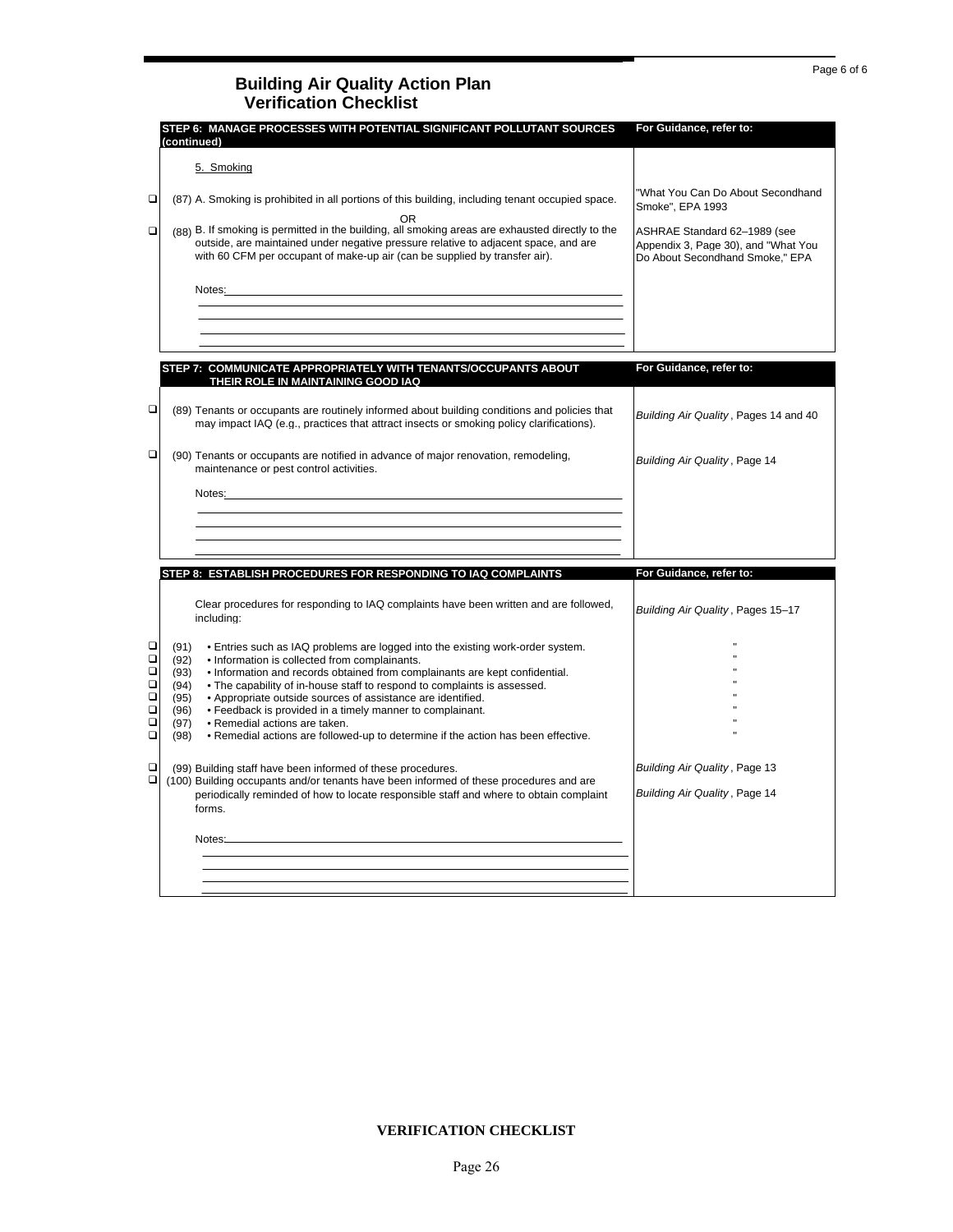# Building Air Quality Action Plan
## Verification Checklist

| STEP 6: MANAGE PROCESSES WITH POTENTIAL SIGNIFICANT POLLUTANT SOURCES (continued) | For Guidance, refer to: |
|---|---|
| 5. Smoking | |
| ❑ (87) A. Smoking is prohibited in all portions of this building, including tenant occupied space. | "What You Can Do About Secondhand Smoke", EPA 1993 |
| OR | |
| ❑ (88) B. If smoking is permitted in the building, all smoking areas are exhausted directly to the outside, are maintained under negative pressure relative to adjacent space, and are with 60 CFM per occupant of make-up air (can be supplied by transfer air). | ASHRAE Standard 62–1989 (see Appendix 3, Page 30), and "What You Do About Secondhand Smoke," EPA |
| Notes:______ | |

| STEP 7: COMMUNICATE APPROPRIATELY WITH TENANTS/OCCUPANTS ABOUT THEIR ROLE IN MAINTAINING GOOD IAQ | For Guidance, refer to: |
|---|---|
| ❑ (89) Tenants or occupants are routinely informed about building conditions and policies that may impact IAQ (e.g., practices that attract insects or smoking policy clarifications). | *Building Air Quality*, Pages 14 and 40 |
| ❑ (90) Tenants or occupants are notified in advance of major renovation, remodeling, maintenance or pest control activities. | *Building Air Quality*, Page 14 |
| Notes:______ | |

| STEP 8: ESTABLISH PROCEDURES FOR RESPONDING TO IAQ COMPLAINTS | For Guidance, refer to: |
|---|---|
| Clear procedures for responding to IAQ complaints have been written and are followed, including: | *Building Air Quality*, Pages 15–17 |
| ❑ (91) • Entries such as IAQ problems are logged into the existing work-order system. | " |
| ❑ (92) • Information is collected from complainants. | " |
| ❑ (93) • Information and records obtained from complainants are kept confidential. | " |
| ❑ (94) • The capability of in-house staff to respond to complaints is assessed. | " |
| ❑ (95) • Appropriate outside sources of assistance are identified. | " |
| ❑ (96) • Feedback is provided in a timely manner to complainant. | " |
| ❑ (97) • Remedial actions are taken. | " |
| ❑ (98) • Remedial actions are followed-up to determine if the action has been effective. | " |
| ❑ (99) Building staff have been informed of these procedures. | *Building Air Quality*, Page 13 |
| ❑ (100) Building occupants and/or tenants have been informed of these procedures and are periodically reminded of how to locate responsible staff and where to obtain complaint forms. | *Building Air Quality*, Page 14 |
| Notes:______ | |

**VERIFICATION CHECKLIST**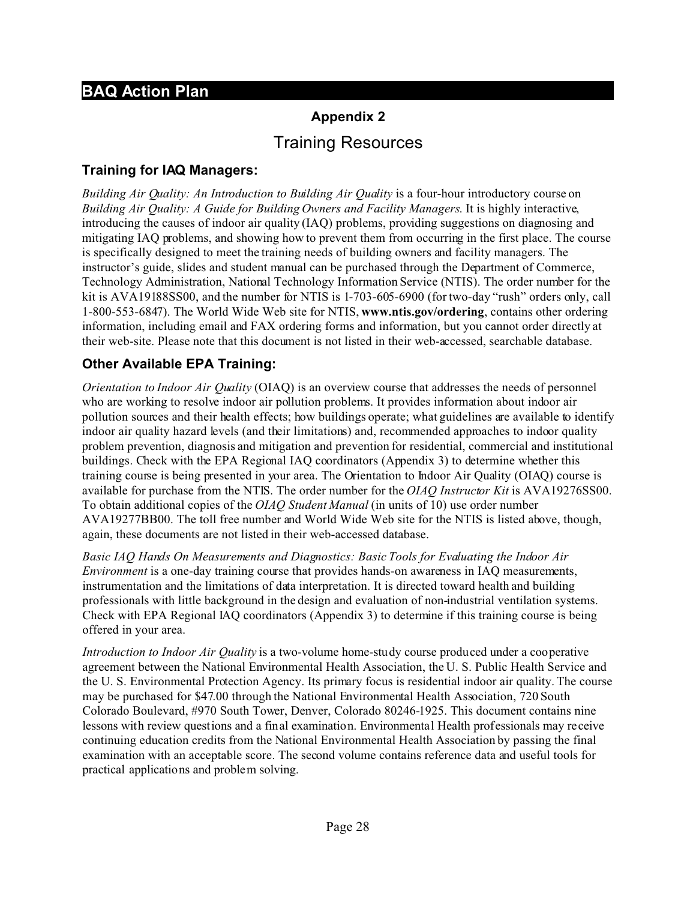# BAQ Action Plan

## Appendix 2

## Training Resources

### Training for IAQ Managers:

*Building Air Quality: An Introduction to Building Air Quality* is a four-hour introductory course on *Building Air Quality: A Guide for Building Owners and Facility Managers*. It is highly interactive, introducing the causes of indoor air quality (IAQ) problems, providing suggestions on diagnosing and mitigating IAQ problems, and showing how to prevent them from occurring in the first place. The course is specifically designed to meet the training needs of building owners and facility managers. The instructor's guide, slides and student manual can be purchased through the Department of Commerce, Technology Administration, National Technology Information Service (NTIS). The order number for the kit is AVA19188SS00, and the number for NTIS is 1-703-605-6900 (for two-day "rush" orders only, call 1-800-553-6847). The World Wide Web site for NTIS, **www.ntis.gov/ordering**, contains other ordering information, including email and FAX ordering forms and information, but you cannot order directly at their web-site. Please note that this document is not listed in their web-accessed, searchable database.

### Other Available EPA Training:

*Orientation to Indoor Air Quality* (OIAQ) is an overview course that addresses the needs of personnel who are working to resolve indoor air pollution problems. It provides information about indoor air pollution sources and their health effects; how buildings operate; what guidelines are available to identify indoor air quality hazard levels (and their limitations) and, recommended approaches to indoor quality problem prevention, diagnosis and mitigation and prevention for residential, commercial and institutional buildings. Check with the EPA Regional IAQ coordinators (Appendix 3) to determine whether this training course is being presented in your area. The Orientation to Indoor Air Quality (OIAQ) course is available for purchase from the NTIS. The order number for the *OIAQ Instructor Kit* is AVA19276SS00. To obtain additional copies of the *OIAQ Student Manual* (in units of 10) use order number AVA19277BB00. The toll free number and World Wide Web site for the NTIS is listed above, though, again, these documents are not listed in their web-accessed database.

*Basic IAQ Hands On Measurements and Diagnostics: Basic Tools for Evaluating the Indoor Air Environment* is a one-day training course that provides hands-on awareness in IAQ measurements, instrumentation and the limitations of data interpretation. It is directed toward health and building professionals with little background in the design and evaluation of non-industrial ventilation systems. Check with EPA Regional IAQ coordinators (Appendix 3) to determine if this training course is being offered in your area.

*Introduction to Indoor Air Quality* is a two-volume home-study course produced under a cooperative agreement between the National Environmental Health Association, the U. S. Public Health Service and the U. S. Environmental Protection Agency. Its primary focus is residential indoor air quality. The course may be purchased for $47.00 through the National Environmental Health Association, 720 South Colorado Boulevard, #970 South Tower, Denver, Colorado 80246-1925. This document contains nine lessons with review questions and a final examination. Environmental Health professionals may receive continuing education credits from the National Environmental Health Association by passing the final examination with an acceptable score. The second volume contains reference data and useful tools for practical applications and problem solving.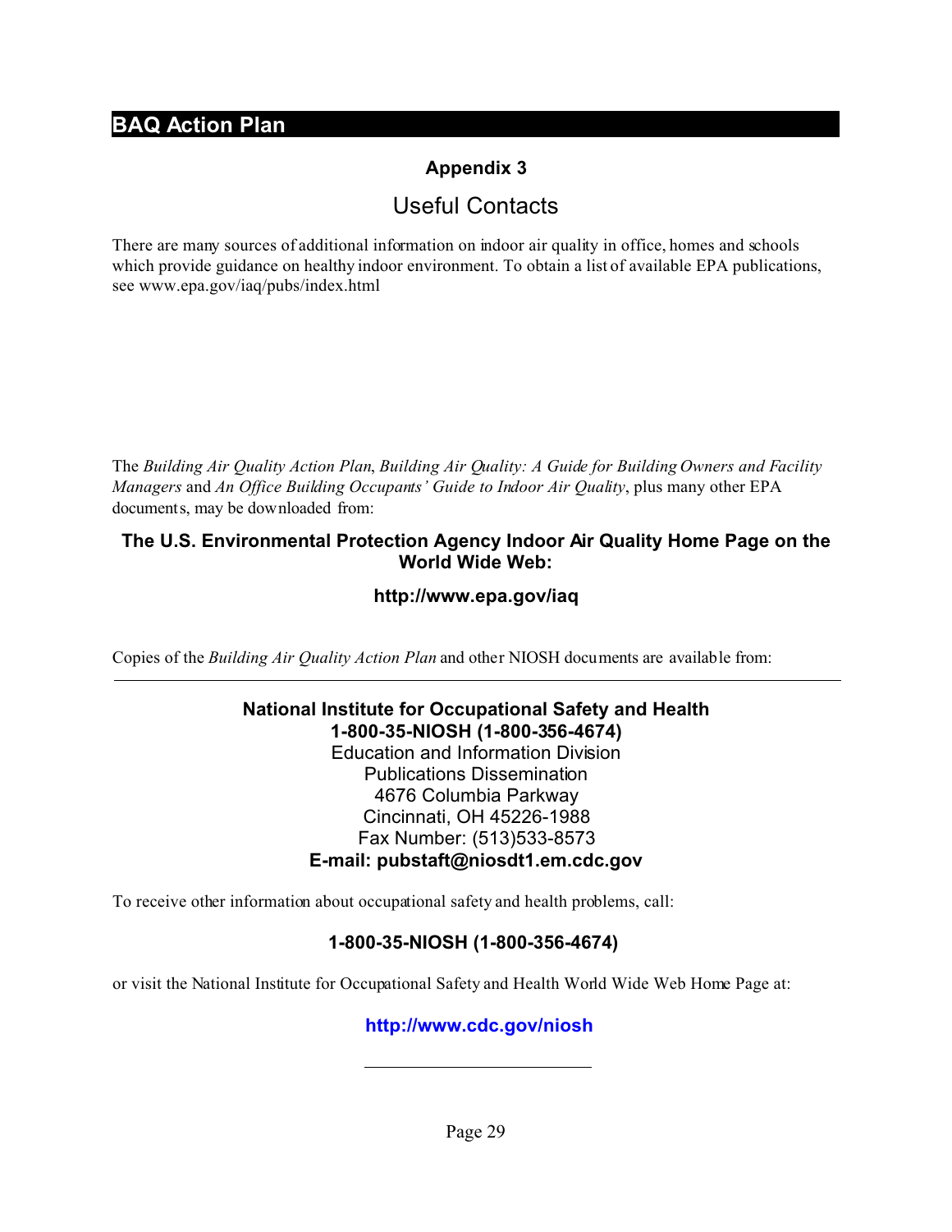## Appendix 3

## Useful Contacts

There are many sources of additional information on indoor air quality in office, homes and schools which provide guidance on healthy indoor environment. To obtain a list of available EPA publications, see www.epa.gov/iaq/pubs/index.html

The *Building Air Quality Action Plan*, *Building Air Quality: A Guide for Building Owners and Facility Managers* and *An Office Building Occupants' Guide to Indoor Air Quality*, plus many other EPA documents, may be downloaded from:

**The U.S. Environmental Protection Agency Indoor Air Quality Home Page on the World Wide Web:**

**http://www.epa.gov/iaq**

Copies of the *Building Air Quality Action Plan* and other NIOSH documents are available from:

---

**National Institute for Occupational Safety and Health**
**1-800-35-NIOSH (1-800-356-4674)**
Education and Information Division
Publications Dissemination
4676 Columbia Parkway
Cincinnati, OH 45226-1988
Fax Number: (513)533-8573
**E-mail: pubstaft@niosdt1.em.cdc.gov**

To receive other information about occupational safety and health problems, call:

**1-800-35-NIOSH (1-800-356-4674)**

or visit the National Institute for Occupational Safety and Health World Wide Web Home Page at:

**http://www.cdc.gov/niosh**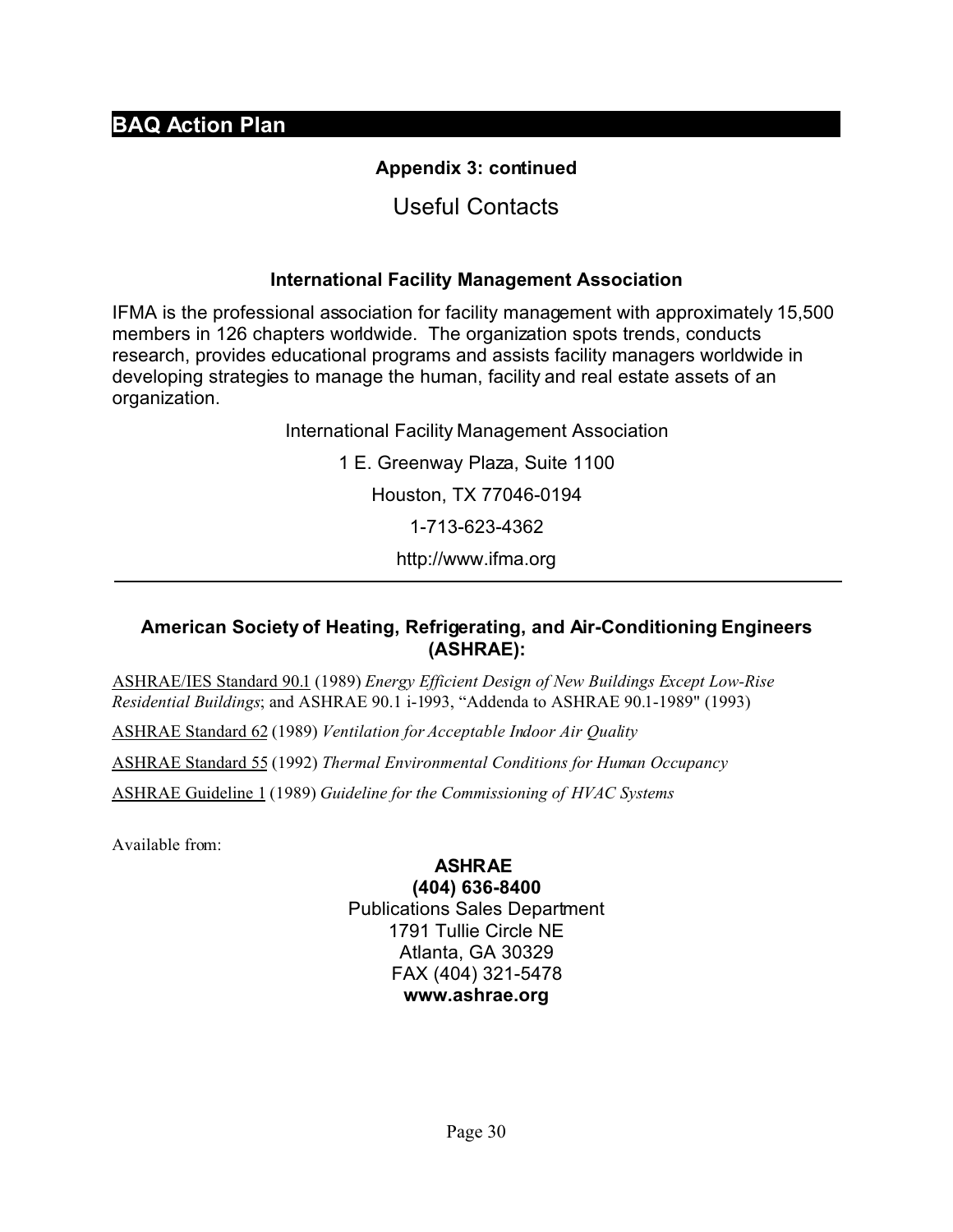## BAQ Action Plan

### Appendix 3: continued

# Useful Contacts

### International Facility Management Association

IFMA is the professional association for facility management with approximately 15,500 members in 126 chapters worldwide. The organization spots trends, conducts research, provides educational programs and assists facility managers worldwide in developing strategies to manage the human, facility and real estate assets of an organization.

International Facility Management Association

1 E. Greenway Plaza, Suite 1100

Houston, TX 77046-0194

1-713-623-4362

http://www.ifma.org

---

### American Society of Heating, Refrigerating, and Air-Conditioning Engineers (ASHRAE):

ASHRAE/IES Standard 90.1 (1989) *Energy Efficient Design of New Buildings Except Low-Rise Residential Buildings*; and ASHRAE 90.1 i-1993, "Addenda to ASHRAE 90.1-1989" (1993)

ASHRAE Standard 62 (1989) *Ventilation for Acceptable Indoor Air Quality*

ASHRAE Standard 55 (1992) *Thermal Environmental Conditions for Human Occupancy*

ASHRAE Guideline 1 (1989) *Guideline for the Commissioning of HVAC Systems*

Available from:

**ASHRAE**
**(404) 636-8400**
Publications Sales Department
1791 Tullie Circle NE
Atlanta, GA 30329
FAX (404) 321-5478
**www.ashrae.org**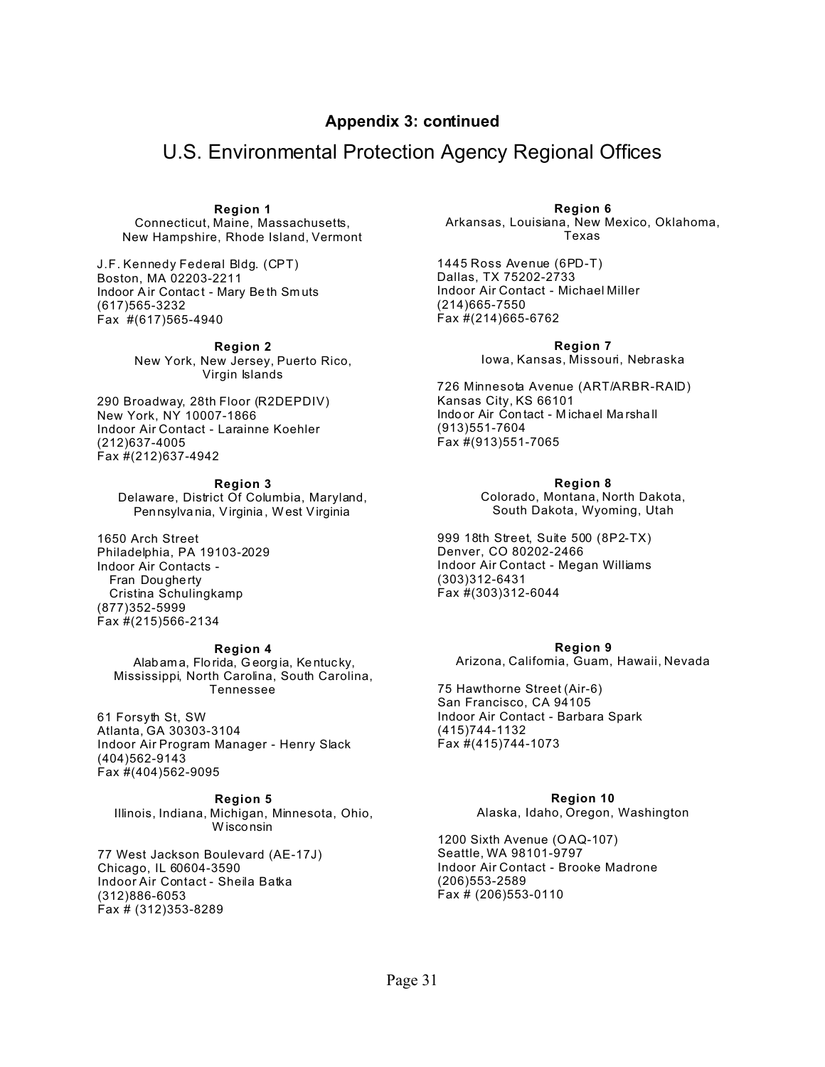**Appendix 3: continued**

# U.S. Environmental Protection Agency Regional Offices

**Region 1**
Connecticut, Maine, Massachusetts, New Hampshire, Rhode Island, Vermont

J.F. Kennedy Federal Bldg. (CPT)
Boston, MA 02203-2211
Indoor Air Contact - Mary Beth Smuts
(617)565-3232
Fax #(617)565-4940

**Region 2**
New York, New Jersey, Puerto Rico, Virgin Islands

290 Broadway, 28th Floor (R2DEPDIV)
New York, NY 10007-1866
Indoor Air Contact - Larainne Koehler
(212)637-4005
Fax #(212)637-4942

**Region 3**
Delaware, District Of Columbia, Maryland, Pennsylvania, Virginia, West Virginia

1650 Arch Street
Philadelphia, PA 19103-2029
Indoor Air Contacts -
Fran Dougherty
Cristina Schulingkamp
(877)352-5999
Fax #(215)566-2134

**Region 4**
Alabama, Florida, Georgia, Kentucky, Mississippi, North Carolina, South Carolina, Tennessee

61 Forsyth St, SW
Atlanta, GA 30303-3104
Indoor Air Program Manager - Henry Slack
(404)562-9143
Fax #(404)562-9095

**Region 5**
Illinois, Indiana, Michigan, Minnesota, Ohio, Wisconsin

77 West Jackson Boulevard (AE-17J)
Chicago, IL 60604-3590
Indoor Air Contact - Sheila Batka
(312)886-6053
Fax # (312)353-8289

**Region 6**
Arkansas, Louisiana, New Mexico, Oklahoma, Texas

1445 Ross Avenue (6PD-T)
Dallas, TX 75202-2733
Indoor Air Contact - Michael Miller
(214)665-7550
Fax #(214)665-6762

**Region 7**
Iowa, Kansas, Missouri, Nebraska

726 Minnesota Avenue (ART/ARBR-RAID)
Kansas City, KS 66101
Indoor Air Contact - Michael Marshall
(913)551-7604
Fax #(913)551-7065

**Region 8**
Colorado, Montana, North Dakota, South Dakota, Wyoming, Utah

999 18th Street, Suite 500 (8P2-TX)
Denver, CO 80202-2466
Indoor Air Contact - Megan Williams
(303)312-6431
Fax #(303)312-6044

**Region 9**
Arizona, California, Guam, Hawaii, Nevada

75 Hawthorne Street (Air-6)
San Francisco, CA 94105
Indoor Air Contact - Barbara Spark
(415)744-1132
Fax #(415)744-1073

**Region 10**
Alaska, Idaho, Oregon, Washington

1200 Sixth Avenue (OAQ-107)
Seattle, WA 98101-9797
Indoor Air Contact - Brooke Madrone
(206)553-2589
Fax # (206)553-0110